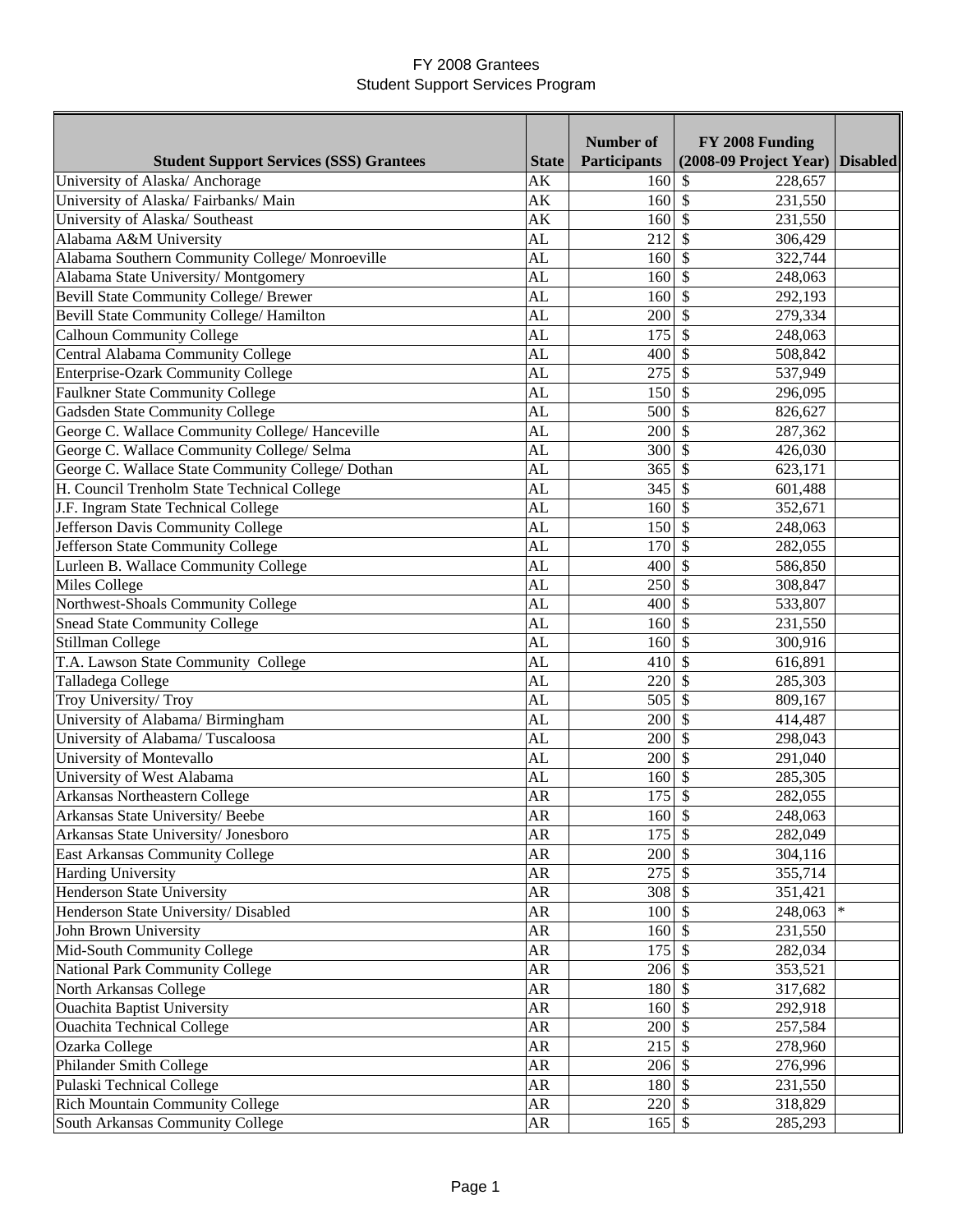# FY 2008 Grantees
## Student Support Services Program

| Student Support Services (SSS) Grantees | State | Number of Participants | FY 2008 Funding (2008-09 Project Year) | Disabled |
|---|---|---|---|---|
| University of Alaska/ Anchorage | AK | 160 | $ 228,657 | |
| University of Alaska/ Fairbanks/ Main | AK | 160 | $ 231,550 | |
| University of Alaska/ Southeast | AK | 160 | $ 231,550 | |
| Alabama A&M University | AL | 212 | $ 306,429 | |
| Alabama Southern Community College/ Monroeville | AL | 160 | $ 322,744 | |
| Alabama State University/ Montgomery | AL | 160 | $ 248,063 | |
| Bevill State Community College/ Brewer | AL | 160 | $ 292,193 | |
| Bevill State Community College/ Hamilton | AL | 200 | $ 279,334 | |
| Calhoun Community College | AL | 175 | $ 248,063 | |
| Central Alabama Community College | AL | 400 | $ 508,842 | |
| Enterprise-Ozark Community College | AL | 275 | $ 537,949 | |
| Faulkner State Community College | AL | 150 | $ 296,095 | |
| Gadsden State Community College | AL | 500 | $ 826,627 | |
| George C. Wallace Community College/ Hanceville | AL | 200 | $ 287,362 | |
| George C. Wallace Community College/ Selma | AL | 300 | $ 426,030 | |
| George C. Wallace State Community College/ Dothan | AL | 365 | $ 623,171 | |
| H. Council Trenholm State Technical College | AL | 345 | $ 601,488 | |
| J.F. Ingram State Technical College | AL | 160 | $ 352,671 | |
| Jefferson Davis Community College | AL | 150 | $ 248,063 | |
| Jefferson State Community College | AL | 170 | $ 282,055 | |
| Lurleen B. Wallace Community College | AL | 400 | $ 586,850 | |
| Miles College | AL | 250 | $ 308,847 | |
| Northwest-Shoals Community College | AL | 400 | $ 533,807 | |
| Snead State Community College | AL | 160 | $ 231,550 | |
| Stillman College | AL | 160 | $ 300,916 | |
| T.A. Lawson State Community College | AL | 410 | $ 616,891 | |
| Talladega College | AL | 220 | $ 285,303 | |
| Troy University/ Troy | AL | 505 | $ 809,167 | |
| University of Alabama/ Birmingham | AL | 200 | $ 414,487 | |
| University of Alabama/ Tuscaloosa | AL | 200 | $ 298,043 | |
| University of Montevallo | AL | 200 | $ 291,040 | |
| University of West Alabama | AL | 160 | $ 285,305 | |
| Arkansas Northeastern College | AR | 175 | $ 282,055 | |
| Arkansas State University/ Beebe | AR | 160 | $ 248,063 | |
| Arkansas State University/ Jonesboro | AR | 175 | $ 282,049 | |
| East Arkansas Community College | AR | 200 | $ 304,116 | |
| Harding University | AR | 275 | $ 355,714 | |
| Henderson State University | AR | 308 | $ 351,421 | |
| Henderson State University/ Disabled | AR | 100 | $ 248,063 | * |
| John Brown University | AR | 160 | $ 231,550 | |
| Mid-South Community College | AR | 175 | $ 282,034 | |
| National Park Community College | AR | 206 | $ 353,521 | |
| North Arkansas College | AR | 180 | $ 317,682 | |
| Ouachita Baptist University | AR | 160 | $ 292,918 | |
| Ouachita Technical College | AR | 200 | $ 257,584 | |
| Ozarka College | AR | 215 | $ 278,960 | |
| Philander Smith College | AR | 206 | $ 276,996 | |
| Pulaski Technical College | AR | 180 | $ 231,550 | |
| Rich Mountain Community College | AR | 220 | $ 318,829 | |
| South Arkansas Community College | AR | 165 | $ 285,293 | |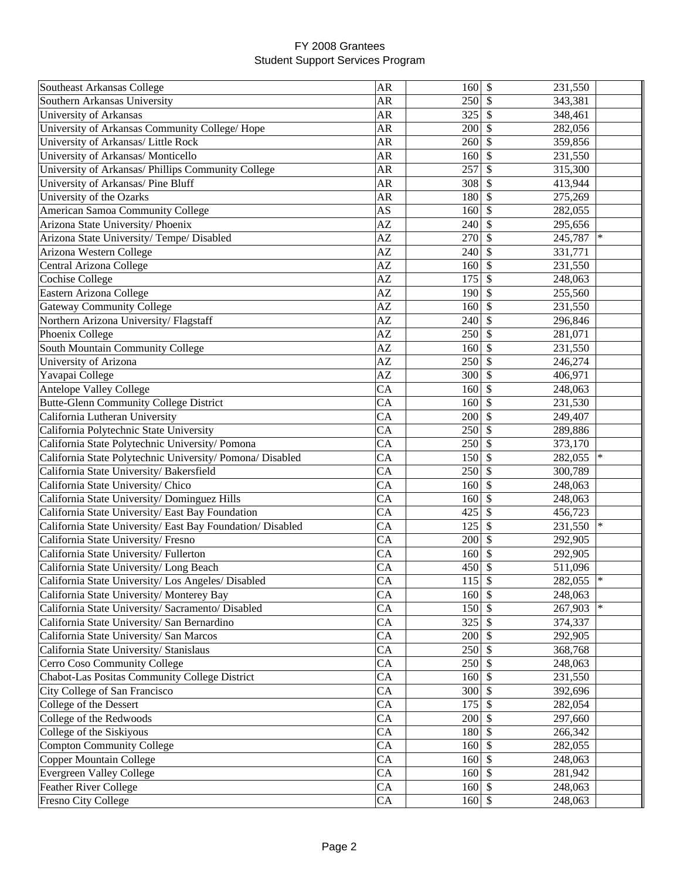# FY 2008 Grantees
## Student Support Services Program

| | | | | |
|---|---|---|---|---|
| Southeast Arkansas College | AR | 160 | $ 231,550 | |
| Southern Arkansas University | AR | 250 | $ 343,381 | |
| University of Arkansas | AR | 325 | $ 348,461 | |
| University of Arkansas Community College/ Hope | AR | 200 | $ 282,056 | |
| University of Arkansas/ Little Rock | AR | 260 | $ 359,856 | |
| University of Arkansas/ Monticello | AR | 160 | $ 231,550 | |
| University of Arkansas/ Phillips Community College | AR | 257 | $ 315,300 | |
| University of Arkansas/ Pine Bluff | AR | 308 | $ 413,944 | |
| University of the Ozarks | AR | 180 | $ 275,269 | |
| American Samoa Community College | AS | 160 | $ 282,055 | |
| Arizona State University/ Phoenix | AZ | 240 | $ 295,656 | |
| Arizona State University/ Tempe/ Disabled | AZ | 270 | $ 245,787 | * |
| Arizona Western College | AZ | 240 | $ 331,771 | |
| Central Arizona College | AZ | 160 | $ 231,550 | |
| Cochise College | AZ | 175 | $ 248,063 | |
| Eastern Arizona College | AZ | 190 | $ 255,560 | |
| Gateway Community College | AZ | 160 | $ 231,550 | |
| Northern Arizona University/ Flagstaff | AZ | 240 | $ 296,846 | |
| Phoenix College | AZ | 250 | $ 281,071 | |
| South Mountain Community College | AZ | 160 | $ 231,550 | |
| University of Arizona | AZ | 250 | $ 246,274 | |
| Yavapai College | AZ | 300 | $ 406,971 | |
| Antelope Valley College | CA | 160 | $ 248,063 | |
| Butte-Glenn Community College District | CA | 160 | $ 231,530 | |
| California Lutheran University | CA | 200 | $ 249,407 | |
| California Polytechnic State University | CA | 250 | $ 289,886 | |
| California State Polytechnic University/ Pomona | CA | 250 | $ 373,170 | |
| California State Polytechnic University/ Pomona/ Disabled | CA | 150 | $ 282,055 | * |
| California State University/ Bakersfield | CA | 250 | $ 300,789 | |
| California State University/ Chico | CA | 160 | $ 248,063 | |
| California State University/ Dominguez Hills | CA | 160 | $ 248,063 | |
| California State University/ East Bay Foundation | CA | 425 | $ 456,723 | |
| California State University/ East Bay Foundation/ Disabled | CA | 125 | $ 231,550 | * |
| California State University/ Fresno | CA | 200 | $ 292,905 | |
| California State University/ Fullerton | CA | 160 | $ 292,905 | |
| California State University/ Long Beach | CA | 450 | $ 511,096 | |
| California State University/ Los Angeles/ Disabled | CA | 115 | $ 282,055 | * |
| California State University/ Monterey Bay | CA | 160 | $ 248,063 | |
| California State University/ Sacramento/ Disabled | CA | 150 | $ 267,903 | * |
| California State University/ San Bernardino | CA | 325 | $ 374,337 | |
| California State University/ San Marcos | CA | 200 | $ 292,905 | |
| California State University/ Stanislaus | CA | 250 | $ 368,768 | |
| Cerro Coso Community College | CA | 250 | $ 248,063 | |
| Chabot-Las Positas Community College District | CA | 160 | $ 231,550 | |
| City College of San Francisco | CA | 300 | $ 392,696 | |
| College of the Dessert | CA | 175 | $ 282,054 | |
| College of the Redwoods | CA | 200 | $ 297,660 | |
| College of the Siskiyous | CA | 180 | $ 266,342 | |
| Compton Community College | CA | 160 | $ 282,055 | |
| Copper Mountain College | CA | 160 | $ 248,063 | |
| Evergreen Valley College | CA | 160 | $ 281,942 | |
| Feather River College | CA | 160 | $ 248,063 | |
| Fresno City College | CA | 160 | $ 248,063 | |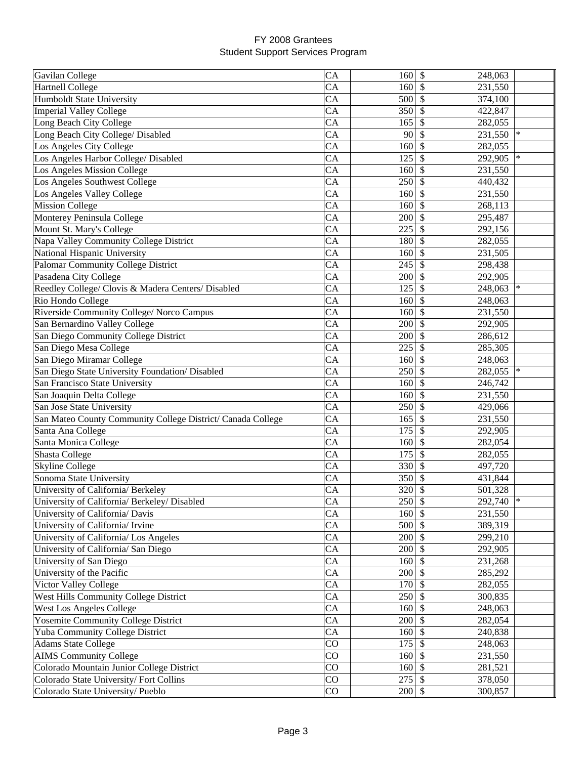FY 2008 Grantees
Student Support Services Program

| | | | | |
|---|---|---|---|---|
| Gavilan College | CA | 160 | $ 248,063 | |
| Hartnell College | CA | 160 | $ 231,550 | |
| Humboldt State University | CA | 500 | $ 374,100 | |
| Imperial Valley College | CA | 350 | $ 422,847 | |
| Long Beach City College | CA | 165 | $ 282,055 | |
| Long Beach City College/ Disabled | CA | 90 | $ 231,550 | * |
| Los Angeles City College | CA | 160 | $ 282,055 | |
| Los Angeles Harbor College/ Disabled | CA | 125 | $ 292,905 | * |
| Los Angeles Mission College | CA | 160 | $ 231,550 | |
| Los Angeles Southwest College | CA | 250 | $ 440,432 | |
| Los Angeles Valley College | CA | 160 | $ 231,550 | |
| Mission College | CA | 160 | $ 268,113 | |
| Monterey Peninsula College | CA | 200 | $ 295,487 | |
| Mount St. Mary's College | CA | 225 | $ 292,156 | |
| Napa Valley Community College District | CA | 180 | $ 282,055 | |
| National Hispanic University | CA | 160 | $ 231,505 | |
| Palomar Community College District | CA | 245 | $ 298,438 | |
| Pasadena City College | CA | 200 | $ 292,905 | |
| Reedley College/ Clovis & Madera Centers/ Disabled | CA | 125 | $ 248,063 | * |
| Rio Hondo College | CA | 160 | $ 248,063 | |
| Riverside Community College/ Norco Campus | CA | 160 | $ 231,550 | |
| San Bernardino Valley College | CA | 200 | $ 292,905 | |
| San Diego Community College District | CA | 200 | $ 286,612 | |
| San Diego Mesa College | CA | 225 | $ 285,305 | |
| San Diego Miramar College | CA | 160 | $ 248,063 | |
| San Diego State University Foundation/ Disabled | CA | 250 | $ 282,055 | * |
| San Francisco State University | CA | 160 | $ 246,742 | |
| San Joaquin Delta College | CA | 160 | $ 231,550 | |
| San Jose State University | CA | 250 | $ 429,066 | |
| San Mateo County Community College District/ Canada College | CA | 165 | $ 231,550 | |
| Santa Ana College | CA | 175 | $ 292,905 | |
| Santa Monica College | CA | 160 | $ 282,054 | |
| Shasta College | CA | 175 | $ 282,055 | |
| Skyline College | CA | 330 | $ 497,720 | |
| Sonoma State University | CA | 350 | $ 431,844 | |
| University of California/ Berkeley | CA | 320 | $ 501,328 | |
| University of California/ Berkeley/ Disabled | CA | 250 | $ 292,740 | * |
| University of California/ Davis | CA | 160 | $ 231,550 | |
| University of California/ Irvine | CA | 500 | $ 389,319 | |
| University of California/ Los Angeles | CA | 200 | $ 299,210 | |
| University of California/ San Diego | CA | 200 | $ 292,905 | |
| University of San Diego | CA | 160 | $ 231,268 | |
| University of the Pacific | CA | 200 | $ 285,292 | |
| Victor Valley College | CA | 170 | $ 282,055 | |
| West Hills Community College District | CA | 250 | $ 300,835 | |
| West Los Angeles College | CA | 160 | $ 248,063 | |
| Yosemite Community College District | CA | 200 | $ 282,054 | |
| Yuba Community College District | CA | 160 | $ 240,838 | |
| Adams State College | CO | 175 | $ 248,063 | |
| AIMS Community College | CO | 160 | $ 231,550 | |
| Colorado Mountain Junior College District | CO | 160 | $ 281,521 | |
| Colorado State University/ Fort Collins | CO | 275 | $ 378,050 | |
| Colorado State University/ Pueblo | CO | 200 | $ 300,857 | |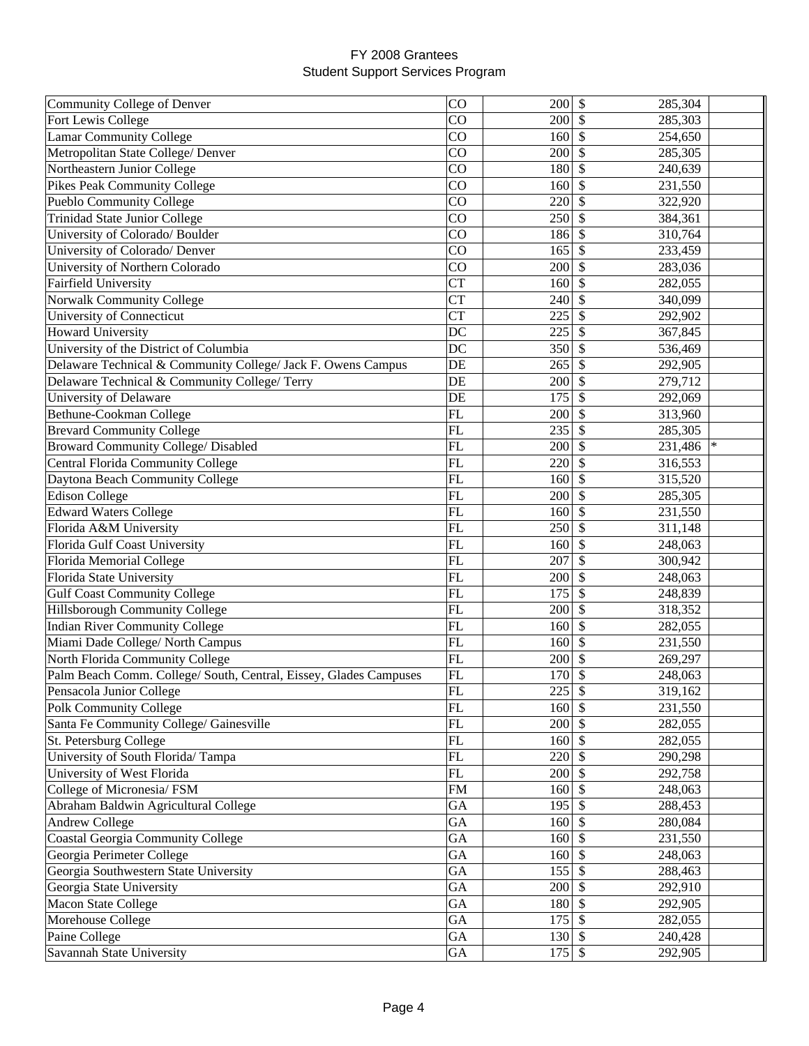FY 2008 Grantees
Student Support Services Program

| Institution | State | Number | $ | Amount | |
|---|---|---|---|---|---|
| Community College of Denver | CO | 200 | $ | 285,304 | |
| Fort Lewis College | CO | 200 | $ | 285,303 | |
| Lamar Community College | CO | 160 | $ | 254,650 | |
| Metropolitan State College/ Denver | CO | 200 | $ | 285,305 | |
| Northeastern Junior College | CO | 180 | $ | 240,639 | |
| Pikes Peak Community College | CO | 160 | $ | 231,550 | |
| Pueblo Community College | CO | 220 | $ | 322,920 | |
| Trinidad State Junior College | CO | 250 | $ | 384,361 | |
| University of Colorado/ Boulder | CO | 186 | $ | 310,764 | |
| University of Colorado/ Denver | CO | 165 | $ | 233,459 | |
| University of Northern Colorado | CO | 200 | $ | 283,036 | |
| Fairfield University | CT | 160 | $ | 282,055 | |
| Norwalk Community College | CT | 240 | $ | 340,099 | |
| University of Connecticut | CT | 225 | $ | 292,902 | |
| Howard University | DC | 225 | $ | 367,845 | |
| University of the District of Columbia | DC | 350 | $ | 536,469 | |
| Delaware Technical & Community College/ Jack F. Owens Campus | DE | 265 | $ | 292,905 | |
| Delaware Technical & Community College/ Terry | DE | 200 | $ | 279,712 | |
| University of Delaware | DE | 175 | $ | 292,069 | |
| Bethune-Cookman College | FL | 200 | $ | 313,960 | |
| Brevard Community College | FL | 235 | $ | 285,305 | |
| Broward Community College/ Disabled | FL | 200 | $ | 231,486 | * |
| Central Florida Community College | FL | 220 | $ | 316,553 | |
| Daytona Beach Community College | FL | 160 | $ | 315,520 | |
| Edison College | FL | 200 | $ | 285,305 | |
| Edward Waters College | FL | 160 | $ | 231,550 | |
| Florida A&M University | FL | 250 | $ | 311,148 | |
| Florida Gulf Coast University | FL | 160 | $ | 248,063 | |
| Florida Memorial College | FL | 207 | $ | 300,942 | |
| Florida State University | FL | 200 | $ | 248,063 | |
| Gulf Coast Community College | FL | 175 | $ | 248,839 | |
| Hillsborough Community College | FL | 200 | $ | 318,352 | |
| Indian River Community College | FL | 160 | $ | 282,055 | |
| Miami Dade College/ North Campus | FL | 160 | $ | 231,550 | |
| North Florida Community College | FL | 200 | $ | 269,297 | |
| Palm Beach Comm. College/ South, Central, Eissey, Glades Campuses | FL | 170 | $ | 248,063 | |
| Pensacola Junior College | FL | 225 | $ | 319,162 | |
| Polk Community College | FL | 160 | $ | 231,550 | |
| Santa Fe Community College/ Gainesville | FL | 200 | $ | 282,055 | |
| St. Petersburg College | FL | 160 | $ | 282,055 | |
| University of South Florida/ Tampa | FL | 220 | $ | 290,298 | |
| University of West Florida | FL | 200 | $ | 292,758 | |
| College of Micronesia/ FSM | FM | 160 | $ | 248,063 | |
| Abraham Baldwin Agricultural College | GA | 195 | $ | 288,453 | |
| Andrew College | GA | 160 | $ | 280,084 | |
| Coastal Georgia Community College | GA | 160 | $ | 231,550 | |
| Georgia Perimeter College | GA | 160 | $ | 248,063 | |
| Georgia Southwestern State University | GA | 155 | $ | 288,463 | |
| Georgia State University | GA | 200 | $ | 292,910 | |
| Macon State College | GA | 180 | $ | 292,905 | |
| Morehouse College | GA | 175 | $ | 282,055 | |
| Paine College | GA | 130 | $ | 240,428 | |
| Savannah State University | GA | 175 | $ | 292,905 | |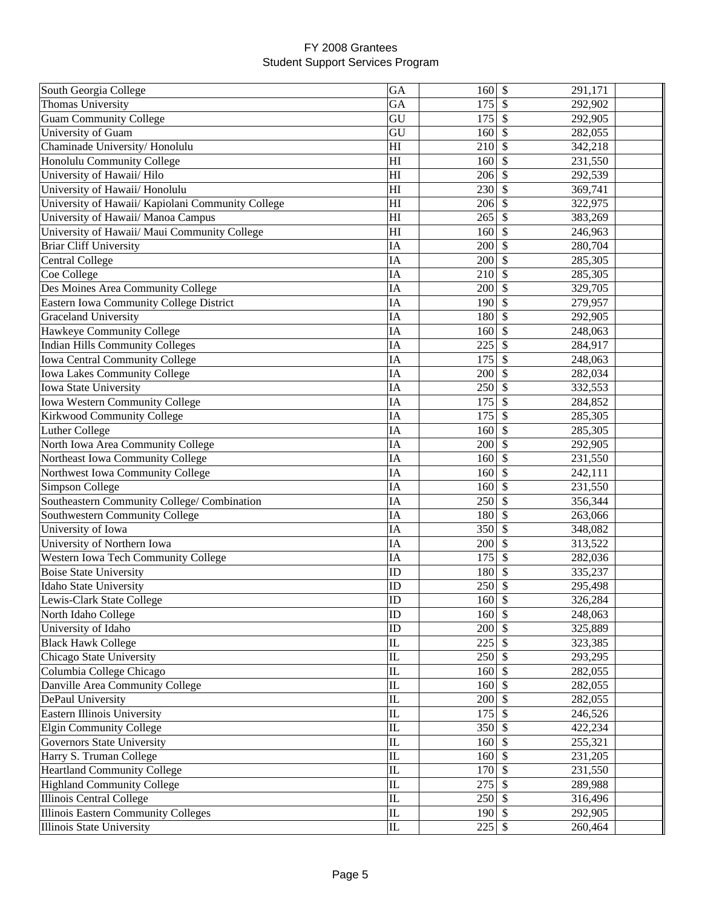# FY 2008 Grantees
## Student Support Services Program

| | | | | |
|---|---|---|---|---|
| South Georgia College | GA | 160 | $ | 291,171 |
| Thomas University | GA | 175 | $ | 292,902 |
| Guam Community College | GU | 175 | $ | 292,905 |
| University of Guam | GU | 160 | $ | 282,055 |
| Chaminade University/ Honolulu | HI | 210 | $ | 342,218 |
| Honolulu Community College | HI | 160 | $ | 231,550 |
| University of Hawaii/ Hilo | HI | 206 | $ | 292,539 |
| University of Hawaii/ Honolulu | HI | 230 | $ | 369,741 |
| University of Hawaii/ Kapiolani Community College | HI | 206 | $ | 322,975 |
| University of Hawaii/ Manoa Campus | HI | 265 | $ | 383,269 |
| University of Hawaii/ Maui Community College | HI | 160 | $ | 246,963 |
| Briar Cliff University | IA | 200 | $ | 280,704 |
| Central College | IA | 200 | $ | 285,305 |
| Coe College | IA | 210 | $ | 285,305 |
| Des Moines Area Community College | IA | 200 | $ | 329,705 |
| Eastern Iowa Community College District | IA | 190 | $ | 279,957 |
| Graceland University | IA | 180 | $ | 292,905 |
| Hawkeye Community College | IA | 160 | $ | 248,063 |
| Indian Hills Community Colleges | IA | 225 | $ | 284,917 |
| Iowa Central Community College | IA | 175 | $ | 248,063 |
| Iowa Lakes Community College | IA | 200 | $ | 282,034 |
| Iowa State University | IA | 250 | $ | 332,553 |
| Iowa Western Community College | IA | 175 | $ | 284,852 |
| Kirkwood Community College | IA | 175 | $ | 285,305 |
| Luther College | IA | 160 | $ | 285,305 |
| North Iowa Area Community College | IA | 200 | $ | 292,905 |
| Northeast Iowa Community College | IA | 160 | $ | 231,550 |
| Northwest Iowa Community College | IA | 160 | $ | 242,111 |
| Simpson College | IA | 160 | $ | 231,550 |
| Southeastern Community College/ Combination | IA | 250 | $ | 356,344 |
| Southwestern Community College | IA | 180 | $ | 263,066 |
| University of Iowa | IA | 350 | $ | 348,082 |
| University of Northern Iowa | IA | 200 | $ | 313,522 |
| Western Iowa Tech Community College | IA | 175 | $ | 282,036 |
| Boise State University | ID | 180 | $ | 335,237 |
| Idaho State University | ID | 250 | $ | 295,498 |
| Lewis-Clark State College | ID | 160 | $ | 326,284 |
| North Idaho College | ID | 160 | $ | 248,063 |
| University of Idaho | ID | 200 | $ | 325,889 |
| Black Hawk College | IL | 225 | $ | 323,385 |
| Chicago State University | IL | 250 | $ | 293,295 |
| Columbia College Chicago | IL | 160 | $ | 282,055 |
| Danville Area Community College | IL | 160 | $ | 282,055 |
| DePaul University | IL | 200 | $ | 282,055 |
| Eastern Illinois University | IL | 175 | $ | 246,526 |
| Elgin Community College | IL | 350 | $ | 422,234 |
| Governors State University | IL | 160 | $ | 255,321 |
| Harry S. Truman College | IL | 160 | $ | 231,205 |
| Heartland Community College | IL | 170 | $ | 231,550 |
| Highland Community College | IL | 275 | $ | 289,988 |
| Illinois Central College | IL | 250 | $ | 316,496 |
| Illinois Eastern Community Colleges | IL | 190 | $ | 292,905 |
| Illinois State University | IL | 225 | $ | 260,464 |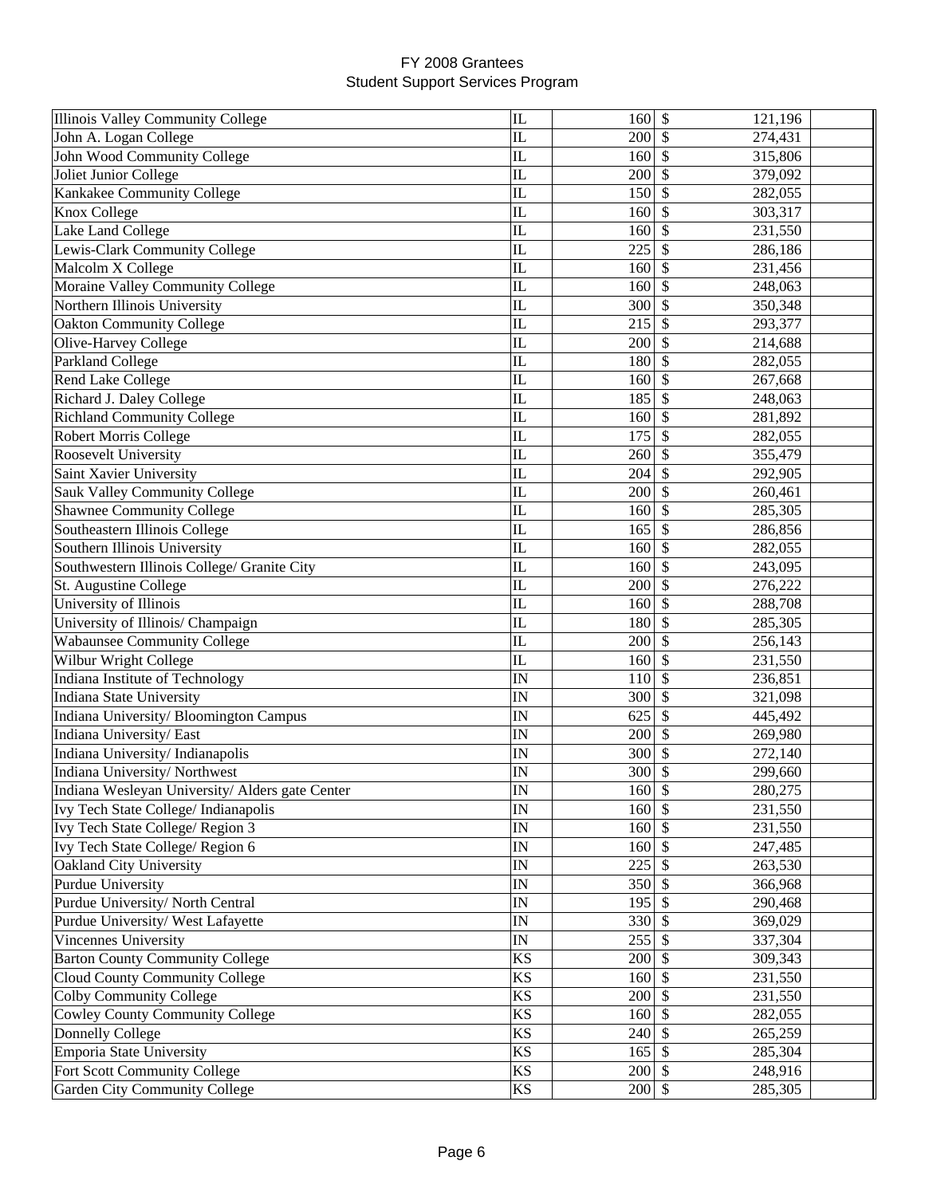# FY 2008 Grantees
## Student Support Services Program

| Institution | State | Number | $ | Amount | |
|---|---|---|---|---|---|
| Illinois Valley Community College | IL | 160 | $ | 121,196 | |
| John A. Logan College | IL | 200 | $ | 274,431 | |
| John Wood Community College | IL | 160 | $ | 315,806 | |
| Joliet Junior College | IL | 200 | $ | 379,092 | |
| Kankakee Community College | IL | 150 | $ | 282,055 | |
| Knox College | IL | 160 | $ | 303,317 | |
| Lake Land College | IL | 160 | $ | 231,550 | |
| Lewis-Clark Community College | IL | 225 | $ | 286,186 | |
| Malcolm X College | IL | 160 | $ | 231,456 | |
| Moraine Valley Community College | IL | 160 | $ | 248,063 | |
| Northern Illinois University | IL | 300 | $ | 350,348 | |
| Oakton Community College | IL | 215 | $ | 293,377 | |
| Olive-Harvey College | IL | 200 | $ | 214,688 | |
| Parkland College | IL | 180 | $ | 282,055 | |
| Rend Lake College | IL | 160 | $ | 267,668 | |
| Richard J. Daley College | IL | 185 | $ | 248,063 | |
| Richland Community College | IL | 160 | $ | 281,892 | |
| Robert Morris College | IL | 175 | $ | 282,055 | |
| Roosevelt University | IL | 260 | $ | 355,479 | |
| Saint Xavier University | IL | 204 | $ | 292,905 | |
| Sauk Valley Community College | IL | 200 | $ | 260,461 | |
| Shawnee Community College | IL | 160 | $ | 285,305 | |
| Southeastern Illinois College | IL | 165 | $ | 286,856 | |
| Southern Illinois University | IL | 160 | $ | 282,055 | |
| Southwestern Illinois College/ Granite City | IL | 160 | $ | 243,095 | |
| St. Augustine College | IL | 200 | $ | 276,222 | |
| University of Illinois | IL | 160 | $ | 288,708 | |
| University of Illinois/ Champaign | IL | 180 | $ | 285,305 | |
| Wabaunsee Community College | IL | 200 | $ | 256,143 | |
| Wilbur Wright College | IL | 160 | $ | 231,550 | |
| Indiana Institute of Technology | IN | 110 | $ | 236,851 | |
| Indiana State University | IN | 300 | $ | 321,098 | |
| Indiana University/ Bloomington Campus | IN | 625 | $ | 445,492 | |
| Indiana University/ East | IN | 200 | $ | 269,980 | |
| Indiana University/ Indianapolis | IN | 300 | $ | 272,140 | |
| Indiana University/ Northwest | IN | 300 | $ | 299,660 | |
| Indiana Wesleyan University/ Alders gate Center | IN | 160 | $ | 280,275 | |
| Ivy Tech State College/ Indianapolis | IN | 160 | $ | 231,550 | |
| Ivy Tech State College/ Region 3 | IN | 160 | $ | 231,550 | |
| Ivy Tech State College/ Region 6 | IN | 160 | $ | 247,485 | |
| Oakland City University | IN | 225 | $ | 263,530 | |
| Purdue University | IN | 350 | $ | 366,968 | |
| Purdue University/ North Central | IN | 195 | $ | 290,468 | |
| Purdue University/ West Lafayette | IN | 330 | $ | 369,029 | |
| Vincennes University | IN | 255 | $ | 337,304 | |
| Barton County Community College | KS | 200 | $ | 309,343 | |
| Cloud County Community College | KS | 160 | $ | 231,550 | |
| Colby Community College | KS | 200 | $ | 231,550 | |
| Cowley County Community College | KS | 160 | $ | 282,055 | |
| Donnelly College | KS | 240 | $ | 265,259 | |
| Emporia State University | KS | 165 | $ | 285,304 | |
| Fort Scott Community College | KS | 200 | $ | 248,916 | |
| Garden City Community College | KS | 200 | $ | 285,305 | |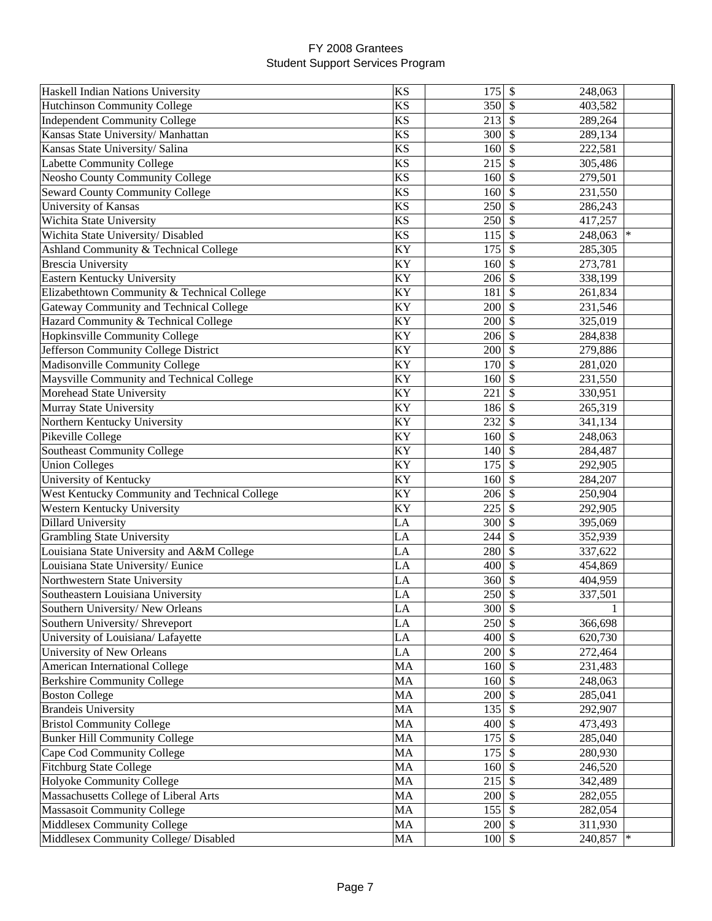# FY 2008 Grantees
## Student Support Services Program

| | | | | |
|---|---|---|---|---|
| Haskell Indian Nations University | KS | 175 | $ 248,063 | |
| Hutchinson Community College | KS | 350 | $ 403,582 | |
| Independent Community College | KS | 213 | $ 289,264 | |
| Kansas State University/ Manhattan | KS | 300 | $ 289,134 | |
| Kansas State University/ Salina | KS | 160 | $ 222,581 | |
| Labette Community College | KS | 215 | $ 305,486 | |
| Neosho County Community College | KS | 160 | $ 279,501 | |
| Seward County Community College | KS | 160 | $ 231,550 | |
| University of Kansas | KS | 250 | $ 286,243 | |
| Wichita State University | KS | 250 | $ 417,257 | |
| Wichita State University/ Disabled | KS | 115 | $ 248,063 | * |
| Ashland Community & Technical College | KY | 175 | $ 285,305 | |
| Brescia University | KY | 160 | $ 273,781 | |
| Eastern Kentucky University | KY | 206 | $ 338,199 | |
| Elizabethtown Community & Technical College | KY | 181 | $ 261,834 | |
| Gateway Community and Technical College | KY | 200 | $ 231,546 | |
| Hazard Community & Technical College | KY | 200 | $ 325,019 | |
| Hopkinsville Community College | KY | 206 | $ 284,838 | |
| Jefferson Community College District | KY | 200 | $ 279,886 | |
| Madisonville Community College | KY | 170 | $ 281,020 | |
| Maysville Community and Technical College | KY | 160 | $ 231,550 | |
| Morehead State University | KY | 221 | $ 330,951 | |
| Murray State University | KY | 186 | $ 265,319 | |
| Northern Kentucky University | KY | 232 | $ 341,134 | |
| Pikeville College | KY | 160 | $ 248,063 | |
| Southeast Community College | KY | 140 | $ 284,487 | |
| Union Colleges | KY | 175 | $ 292,905 | |
| University of Kentucky | KY | 160 | $ 284,207 | |
| West Kentucky Community and Technical College | KY | 206 | $ 250,904 | |
| Western Kentucky University | KY | 225 | $ 292,905 | |
| Dillard University | LA | 300 | $ 395,069 | |
| Grambling State University | LA | 244 | $ 352,939 | |
| Louisiana State University and A&M College | LA | 280 | $ 337,622 | |
| Louisiana State University/ Eunice | LA | 400 | $ 454,869 | |
| Northwestern State University | LA | 360 | $ 404,959 | |
| Southeastern Louisiana University | LA | 250 | $ 337,501 | |
| Southern University/ New Orleans | LA | 300 | $ 1 | |
| Southern University/ Shreveport | LA | 250 | $ 366,698 | |
| University of Louisiana/ Lafayette | LA | 400 | $ 620,730 | |
| University of New Orleans | LA | 200 | $ 272,464 | |
| American International College | MA | 160 | $ 231,483 | |
| Berkshire Community College | MA | 160 | $ 248,063 | |
| Boston College | MA | 200 | $ 285,041 | |
| Brandeis University | MA | 135 | $ 292,907 | |
| Bristol Community College | MA | 400 | $ 473,493 | |
| Bunker Hill Community College | MA | 175 | $ 285,040 | |
| Cape Cod Community College | MA | 175 | $ 280,930 | |
| Fitchburg State College | MA | 160 | $ 246,520 | |
| Holyoke Community College | MA | 215 | $ 342,489 | |
| Massachusetts College of Liberal Arts | MA | 200 | $ 282,055 | |
| Massasoit Community College | MA | 155 | $ 282,054 | |
| Middlesex Community College | MA | 200 | $ 311,930 | |
| Middlesex Community College/ Disabled | MA | 100 | $ 240,857 | * |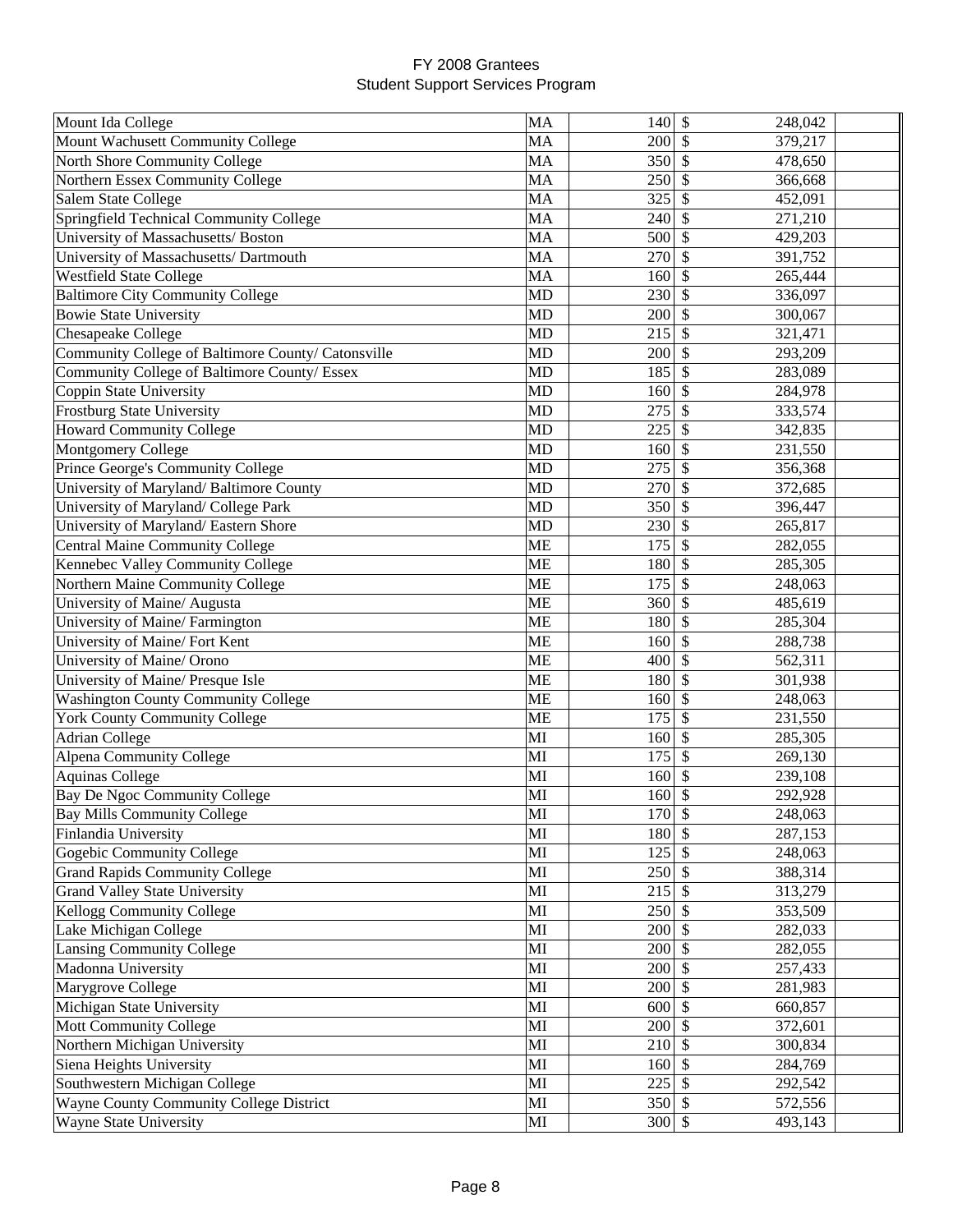# FY 2008 Grantees
## Student Support Services Program

| | | | | |
|---|---|---|---|---|
| Mount Ida College | MA | 140 | $ | 248,042 |
| Mount Wachusett Community College | MA | 200 | $ | 379,217 |
| North Shore Community College | MA | 350 | $ | 478,650 |
| Northern Essex Community College | MA | 250 | $ | 366,668 |
| Salem State College | MA | 325 | $ | 452,091 |
| Springfield Technical Community College | MA | 240 | $ | 271,210 |
| University of Massachusetts/ Boston | MA | 500 | $ | 429,203 |
| University of Massachusetts/ Dartmouth | MA | 270 | $ | 391,752 |
| Westfield State College | MA | 160 | $ | 265,444 |
| Baltimore City Community College | MD | 230 | $ | 336,097 |
| Bowie State University | MD | 200 | $ | 300,067 |
| Chesapeake College | MD | 215 | $ | 321,471 |
| Community College of Baltimore County/ Catonsville | MD | 200 | $ | 293,209 |
| Community College of Baltimore County/ Essex | MD | 185 | $ | 283,089 |
| Coppin State University | MD | 160 | $ | 284,978 |
| Frostburg State University | MD | 275 | $ | 333,574 |
| Howard Community College | MD | 225 | $ | 342,835 |
| Montgomery College | MD | 160 | $ | 231,550 |
| Prince George's Community College | MD | 275 | $ | 356,368 |
| University of Maryland/ Baltimore County | MD | 270 | $ | 372,685 |
| University of Maryland/ College Park | MD | 350 | $ | 396,447 |
| University of Maryland/ Eastern Shore | MD | 230 | $ | 265,817 |
| Central Maine Community College | ME | 175 | $ | 282,055 |
| Kennebec Valley Community College | ME | 180 | $ | 285,305 |
| Northern Maine Community College | ME | 175 | $ | 248,063 |
| University of Maine/ Augusta | ME | 360 | $ | 485,619 |
| University of Maine/ Farmington | ME | 180 | $ | 285,304 |
| University of Maine/ Fort Kent | ME | 160 | $ | 288,738 |
| University of Maine/ Orono | ME | 400 | $ | 562,311 |
| University of Maine/ Presque Isle | ME | 180 | $ | 301,938 |
| Washington County Community College | ME | 160 | $ | 248,063 |
| York County Community College | ME | 175 | $ | 231,550 |
| Adrian College | MI | 160 | $ | 285,305 |
| Alpena Community College | MI | 175 | $ | 269,130 |
| Aquinas College | MI | 160 | $ | 239,108 |
| Bay De Ngoc Community College | MI | 160 | $ | 292,928 |
| Bay Mills Community College | MI | 170 | $ | 248,063 |
| Finlandia University | MI | 180 | $ | 287,153 |
| Gogebic Community College | MI | 125 | $ | 248,063 |
| Grand Rapids Community College | MI | 250 | $ | 388,314 |
| Grand Valley State University | MI | 215 | $ | 313,279 |
| Kellogg Community College | MI | 250 | $ | 353,509 |
| Lake Michigan College | MI | 200 | $ | 282,033 |
| Lansing Community College | MI | 200 | $ | 282,055 |
| Madonna University | MI | 200 | $ | 257,433 |
| Marygrove College | MI | 200 | $ | 281,983 |
| Michigan State University | MI | 600 | $ | 660,857 |
| Mott Community College | MI | 200 | $ | 372,601 |
| Northern Michigan University | MI | 210 | $ | 300,834 |
| Siena Heights University | MI | 160 | $ | 284,769 |
| Southwestern Michigan College | MI | 225 | $ | 292,542 |
| Wayne County Community College District | MI | 350 | $ | 572,556 |
| Wayne State University | MI | 300 | $ | 493,143 |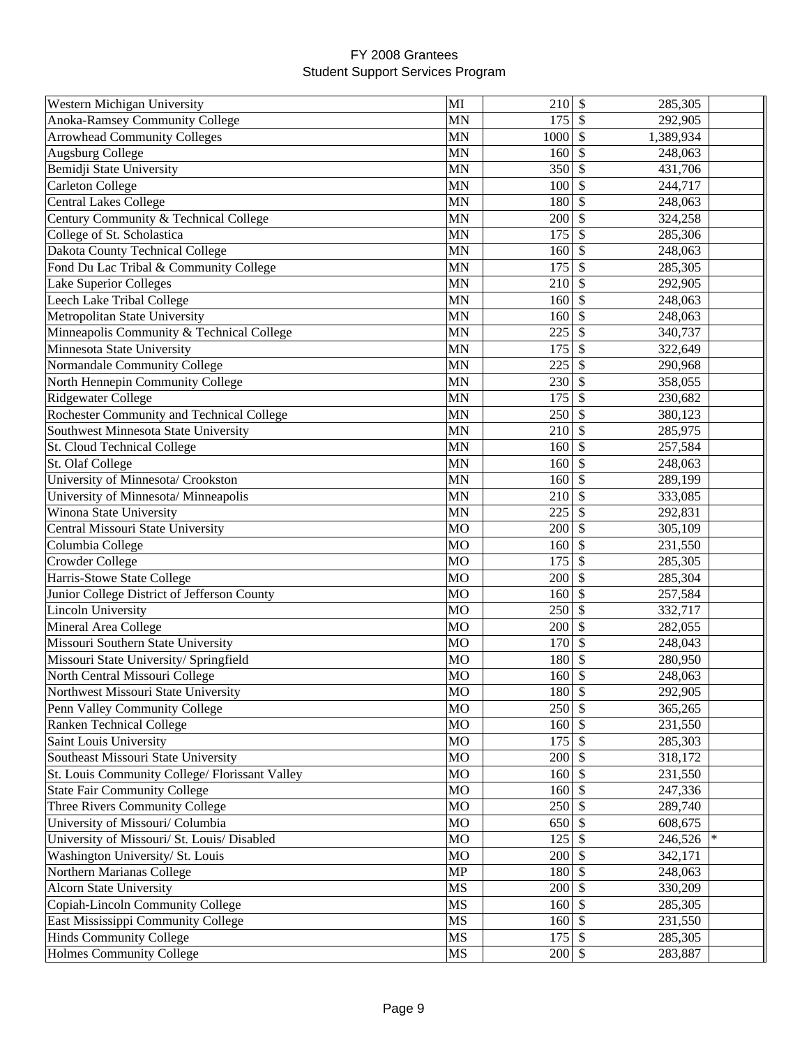# FY 2008 Grantees
## Student Support Services Program

| | | | | | |
|---|---|---|---|---|---|
| Western Michigan University | MI | 210 | $ | 285,305 | |
| Anoka-Ramsey Community College | MN | 175 | $ | 292,905 | |
| Arrowhead Community Colleges | MN | 1000 | $ | 1,389,934 | |
| Augsburg College | MN | 160 | $ | 248,063 | |
| Bemidji State University | MN | 350 | $ | 431,706 | |
| Carleton College | MN | 100 | $ | 244,717 | |
| Central Lakes College | MN | 180 | $ | 248,063 | |
| Century Community & Technical College | MN | 200 | $ | 324,258 | |
| College of St. Scholastica | MN | 175 | $ | 285,306 | |
| Dakota County Technical College | MN | 160 | $ | 248,063 | |
| Fond Du Lac Tribal & Community College | MN | 175 | $ | 285,305 | |
| Lake Superior Colleges | MN | 210 | $ | 292,905 | |
| Leech Lake Tribal College | MN | 160 | $ | 248,063 | |
| Metropolitan State University | MN | 160 | $ | 248,063 | |
| Minneapolis Community & Technical College | MN | 225 | $ | 340,737 | |
| Minnesota State University | MN | 175 | $ | 322,649 | |
| Normandale Community College | MN | 225 | $ | 290,968 | |
| North Hennepin Community College | MN | 230 | $ | 358,055 | |
| Ridgewater College | MN | 175 | $ | 230,682 | |
| Rochester Community and Technical College | MN | 250 | $ | 380,123 | |
| Southwest Minnesota State University | MN | 210 | $ | 285,975 | |
| St. Cloud Technical College | MN | 160 | $ | 257,584 | |
| St. Olaf College | MN | 160 | $ | 248,063 | |
| University of Minnesota/ Crookston | MN | 160 | $ | 289,199 | |
| University of Minnesota/ Minneapolis | MN | 210 | $ | 333,085 | |
| Winona State University | MN | 225 | $ | 292,831 | |
| Central Missouri State University | MO | 200 | $ | 305,109 | |
| Columbia College | MO | 160 | $ | 231,550 | |
| Crowder College | MO | 175 | $ | 285,305 | |
| Harris-Stowe State College | MO | 200 | $ | 285,304 | |
| Junior College District of Jefferson County | MO | 160 | $ | 257,584 | |
| Lincoln University | MO | 250 | $ | 332,717 | |
| Mineral Area College | MO | 200 | $ | 282,055 | |
| Missouri Southern State University | MO | 170 | $ | 248,043 | |
| Missouri State University/ Springfield | MO | 180 | $ | 280,950 | |
| North Central Missouri College | MO | 160 | $ | 248,063 | |
| Northwest Missouri State University | MO | 180 | $ | 292,905 | |
| Penn Valley Community College | MO | 250 | $ | 365,265 | |
| Ranken Technical College | MO | 160 | $ | 231,550 | |
| Saint Louis University | MO | 175 | $ | 285,303 | |
| Southeast Missouri State University | MO | 200 | $ | 318,172 | |
| St. Louis Community College/ Florissant Valley | MO | 160 | $ | 231,550 | |
| State Fair Community College | MO | 160 | $ | 247,336 | |
| Three Rivers Community College | MO | 250 | $ | 289,740 | |
| University of Missouri/ Columbia | MO | 650 | $ | 608,675 | |
| University of Missouri/ St. Louis/ Disabled | MO | 125 | $ | 246,526 | * |
| Washington University/ St. Louis | MO | 200 | $ | 342,171 | |
| Northern Marianas College | MP | 180 | $ | 248,063 | |
| Alcorn State University | MS | 200 | $ | 330,209 | |
| Copiah-Lincoln Community College | MS | 160 | $ | 285,305 | |
| East Mississippi Community College | MS | 160 | $ | 231,550 | |
| Hinds Community College | MS | 175 | $ | 285,305 | |
| Holmes Community College | MS | 200 | $ | 283,887 | |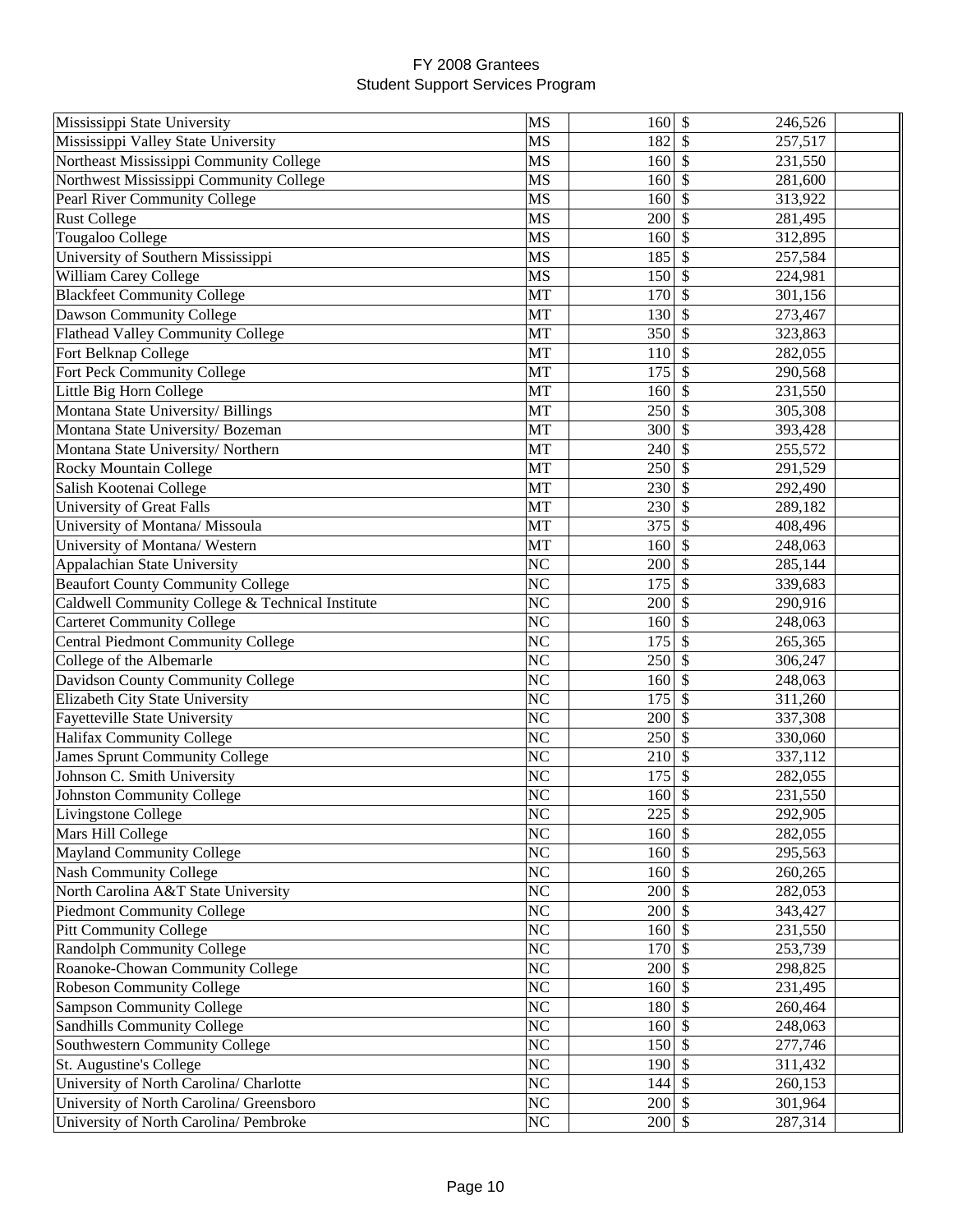# FY 2008 Grantees
## Student Support Services Program

| Institution | State | Number Served | Amount | |
|---|---|---|---|---|
| Mississippi State University | MS | 160 | $ 246,526 | |
| Mississippi Valley State University | MS | 182 | $ 257,517 | |
| Northeast Mississippi Community College | MS | 160 | $ 231,550 | |
| Northwest Mississippi Community College | MS | 160 | $ 281,600 | |
| Pearl River Community College | MS | 160 | $ 313,922 | |
| Rust College | MS | 200 | $ 281,495 | |
| Tougaloo College | MS | 160 | $ 312,895 | |
| University of Southern Mississippi | MS | 185 | $ 257,584 | |
| William Carey College | MS | 150 | $ 224,981 | |
| Blackfeet Community College | MT | 170 | $ 301,156 | |
| Dawson Community College | MT | 130 | $ 273,467 | |
| Flathead Valley Community College | MT | 350 | $ 323,863 | |
| Fort Belknap College | MT | 110 | $ 282,055 | |
| Fort Peck Community College | MT | 175 | $ 290,568 | |
| Little Big Horn College | MT | 160 | $ 231,550 | |
| Montana State University/ Billings | MT | 250 | $ 305,308 | |
| Montana State University/ Bozeman | MT | 300 | $ 393,428 | |
| Montana State University/ Northern | MT | 240 | $ 255,572 | |
| Rocky Mountain College | MT | 250 | $ 291,529 | |
| Salish Kootenai College | MT | 230 | $ 292,490 | |
| University of Great Falls | MT | 230 | $ 289,182 | |
| University of Montana/ Missoula | MT | 375 | $ 408,496 | |
| University of Montana/ Western | MT | 160 | $ 248,063 | |
| Appalachian State University | NC | 200 | $ 285,144 | |
| Beaufort County Community College | NC | 175 | $ 339,683 | |
| Caldwell Community College & Technical Institute | NC | 200 | $ 290,916 | |
| Carteret Community College | NC | 160 | $ 248,063 | |
| Central Piedmont Community College | NC | 175 | $ 265,365 | |
| College of the Albemarle | NC | 250 | $ 306,247 | |
| Davidson County Community College | NC | 160 | $ 248,063 | |
| Elizabeth City State University | NC | 175 | $ 311,260 | |
| Fayetteville State University | NC | 200 | $ 337,308 | |
| Halifax Community College | NC | 250 | $ 330,060 | |
| James Sprunt Community College | NC | 210 | $ 337,112 | |
| Johnson C. Smith University | NC | 175 | $ 282,055 | |
| Johnston Community College | NC | 160 | $ 231,550 | |
| Livingstone College | NC | 225 | $ 292,905 | |
| Mars Hill College | NC | 160 | $ 282,055 | |
| Mayland Community College | NC | 160 | $ 295,563 | |
| Nash Community College | NC | 160 | $ 260,265 | |
| North Carolina A&T State University | NC | 200 | $ 282,053 | |
| Piedmont Community College | NC | 200 | $ 343,427 | |
| Pitt Community College | NC | 160 | $ 231,550 | |
| Randolph Community College | NC | 170 | $ 253,739 | |
| Roanoke-Chowan Community College | NC | 200 | $ 298,825 | |
| Robeson Community College | NC | 160 | $ 231,495 | |
| Sampson Community College | NC | 180 | $ 260,464 | |
| Sandhills Community College | NC | 160 | $ 248,063 | |
| Southwestern Community College | NC | 150 | $ 277,746 | |
| St. Augustine's College | NC | 190 | $ 311,432 | |
| University of North Carolina/ Charlotte | NC | 144 | $ 260,153 | |
| University of North Carolina/ Greensboro | NC | 200 | $ 301,964 | |
| University of North Carolina/ Pembroke | NC | 200 | $ 287,314 | |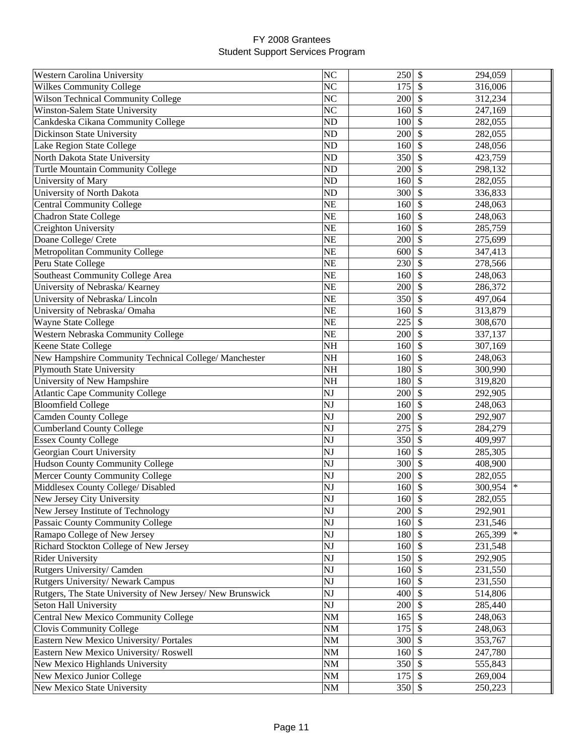# FY 2008 Grantees
## Student Support Services Program

| | | | | | |
|---|---|---|---|---|---|
| Western Carolina University | NC | 250 | $ | 294,059 | |
| Wilkes Community College | NC | 175 | $ | 316,006 | |
| Wilson Technical Community College | NC | 200 | $ | 312,234 | |
| Winston-Salem State University | NC | 160 | $ | 247,169 | |
| Cankdeska Cikana Community College | ND | 100 | $ | 282,055 | |
| Dickinson State University | ND | 200 | $ | 282,055 | |
| Lake Region State College | ND | 160 | $ | 248,056 | |
| North Dakota State University | ND | 350 | $ | 423,759 | |
| Turtle Mountain Community College | ND | 200 | $ | 298,132 | |
| University of Mary | ND | 160 | $ | 282,055 | |
| University of North Dakota | ND | 300 | $ | 336,833 | |
| Central Community College | NE | 160 | $ | 248,063 | |
| Chadron State College | NE | 160 | $ | 248,063 | |
| Creighton University | NE | 160 | $ | 285,759 | |
| Doane College/ Crete | NE | 200 | $ | 275,699 | |
| Metropolitan Community College | NE | 600 | $ | 347,413 | |
| Peru State College | NE | 230 | $ | 278,566 | |
| Southeast Community College Area | NE | 160 | $ | 248,063 | |
| University of Nebraska/ Kearney | NE | 200 | $ | 286,372 | |
| University of Nebraska/ Lincoln | NE | 350 | $ | 497,064 | |
| University of Nebraska/ Omaha | NE | 160 | $ | 313,879 | |
| Wayne State College | NE | 225 | $ | 308,670 | |
| Western Nebraska Community College | NE | 200 | $ | 337,137 | |
| Keene State College | NH | 160 | $ | 307,169 | |
| New Hampshire Community Technical College/ Manchester | NH | 160 | $ | 248,063 | |
| Plymouth State University | NH | 180 | $ | 300,990 | |
| University of New Hampshire | NH | 180 | $ | 319,820 | |
| Atlantic Cape Community College | NJ | 200 | $ | 292,905 | |
| Bloomfield College | NJ | 160 | $ | 248,063 | |
| Camden County College | NJ | 200 | $ | 292,907 | |
| Cumberland County College | NJ | 275 | $ | 284,279 | |
| Essex County College | NJ | 350 | $ | 409,997 | |
| Georgian Court University | NJ | 160 | $ | 285,305 | |
| Hudson County Community College | NJ | 300 | $ | 408,900 | |
| Mercer County Community College | NJ | 200 | $ | 282,055 | |
| Middlesex County College/ Disabled | NJ | 160 | $ | 300,954 | * |
| New Jersey City University | NJ | 160 | $ | 282,055 | |
| New Jersey Institute of Technology | NJ | 200 | $ | 292,901 | |
| Passaic County Community College | NJ | 160 | $ | 231,546 | |
| Ramapo College of New Jersey | NJ | 180 | $ | 265,399 | * |
| Richard Stockton College of New Jersey | NJ | 160 | $ | 231,548 | |
| Rider University | NJ | 150 | $ | 292,905 | |
| Rutgers University/ Camden | NJ | 160 | $ | 231,550 | |
| Rutgers University/ Newark Campus | NJ | 160 | $ | 231,550 | |
| Rutgers, The State University of New Jersey/ New Brunswick | NJ | 400 | $ | 514,806 | |
| Seton Hall University | NJ | 200 | $ | 285,440 | |
| Central New Mexico Community College | NM | 165 | $ | 248,063 | |
| Clovis Community College | NM | 175 | $ | 248,063 | |
| Eastern New Mexico University/ Portales | NM | 300 | $ | 353,767 | |
| Eastern New Mexico University/ Roswell | NM | 160 | $ | 247,780 | |
| New Mexico Highlands University | NM | 350 | $ | 555,843 | |
| New Mexico Junior College | NM | 175 | $ | 269,004 | |
| New Mexico State University | NM | 350 | $ | 250,223 | |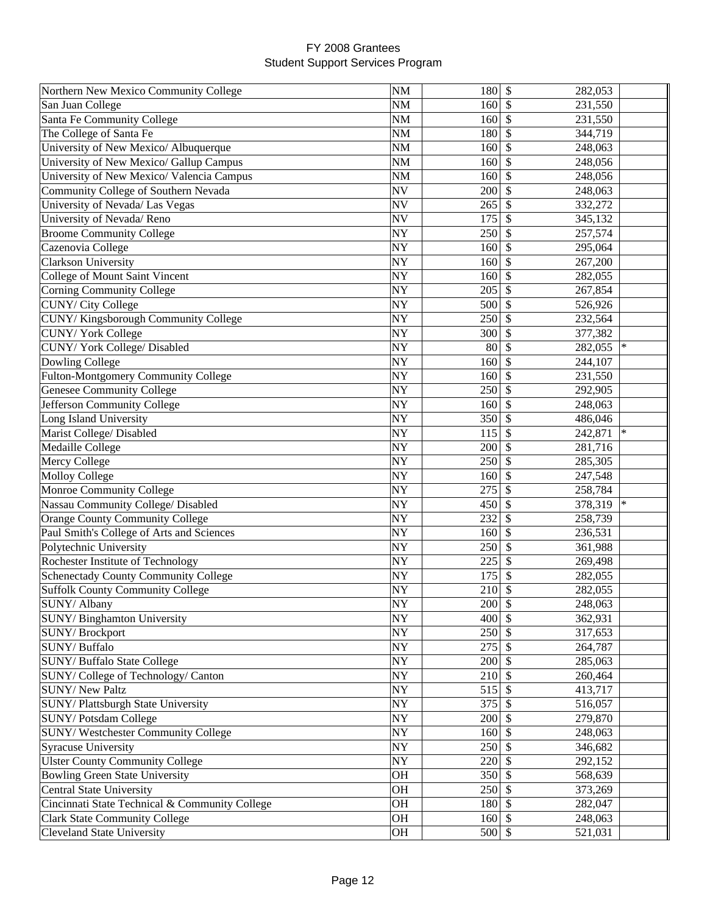# FY 2008 Grantees
## Student Support Services Program

| | | | | | |
|---|---|---|---|---|---|
| Northern New Mexico Community College | NM | 180 | $ | 282,053 | |
| San Juan College | NM | 160 | $ | 231,550 | |
| Santa Fe Community College | NM | 160 | $ | 231,550 | |
| The College of Santa Fe | NM | 180 | $ | 344,719 | |
| University of New Mexico/ Albuquerque | NM | 160 | $ | 248,063 | |
| University of New Mexico/ Gallup Campus | NM | 160 | $ | 248,056 | |
| University of New Mexico/ Valencia Campus | NM | 160 | $ | 248,056 | |
| Community College of Southern Nevada | NV | 200 | $ | 248,063 | |
| University of Nevada/ Las Vegas | NV | 265 | $ | 332,272 | |
| University of Nevada/ Reno | NV | 175 | $ | 345,132 | |
| Broome Community College | NY | 250 | $ | 257,574 | |
| Cazenovia College | NY | 160 | $ | 295,064 | |
| Clarkson University | NY | 160 | $ | 267,200 | |
| College of Mount Saint Vincent | NY | 160 | $ | 282,055 | |
| Corning Community College | NY | 205 | $ | 267,854 | |
| CUNY/ City College | NY | 500 | $ | 526,926 | |
| CUNY/ Kingsborough Community College | NY | 250 | $ | 232,564 | |
| CUNY/ York College | NY | 300 | $ | 377,382 | |
| CUNY/ York College/ Disabled | NY | 80 | $ | 282,055 | * |
| Dowling College | NY | 160 | $ | 244,107 | |
| Fulton-Montgomery Community College | NY | 160 | $ | 231,550 | |
| Genesee Community College | NY | 250 | $ | 292,905 | |
| Jefferson Community College | NY | 160 | $ | 248,063 | |
| Long Island University | NY | 350 | $ | 486,046 | |
| Marist College/ Disabled | NY | 115 | $ | 242,871 | * |
| Medaille College | NY | 200 | $ | 281,716 | |
| Mercy College | NY | 250 | $ | 285,305 | |
| Molloy College | NY | 160 | $ | 247,548 | |
| Monroe Community College | NY | 275 | $ | 258,784 | |
| Nassau Community College/ Disabled | NY | 450 | $ | 378,319 | * |
| Orange County Community College | NY | 232 | $ | 258,739 | |
| Paul Smith's College of Arts and Sciences | NY | 160 | $ | 236,531 | |
| Polytechnic University | NY | 250 | $ | 361,988 | |
| Rochester Institute of Technology | NY | 225 | $ | 269,498 | |
| Schenectady County Community College | NY | 175 | $ | 282,055 | |
| Suffolk County Community College | NY | 210 | $ | 282,055 | |
| SUNY/ Albany | NY | 200 | $ | 248,063 | |
| SUNY/ Binghamton University | NY | 400 | $ | 362,931 | |
| SUNY/ Brockport | NY | 250 | $ | 317,653 | |
| SUNY/ Buffalo | NY | 275 | $ | 264,787 | |
| SUNY/ Buffalo State College | NY | 200 | $ | 285,063 | |
| SUNY/ College of Technology/ Canton | NY | 210 | $ | 260,464 | |
| SUNY/ New Paltz | NY | 515 | $ | 413,717 | |
| SUNY/ Plattsburgh State University | NY | 375 | $ | 516,057 | |
| SUNY/ Potsdam College | NY | 200 | $ | 279,870 | |
| SUNY/ Westchester Community College | NY | 160 | $ | 248,063 | |
| Syracuse University | NY | 250 | $ | 346,682 | |
| Ulster County Community College | NY | 220 | $ | 292,152 | |
| Bowling Green State University | OH | 350 | $ | 568,639 | |
| Central State University | OH | 250 | $ | 373,269 | |
| Cincinnati State Technical & Community College | OH | 180 | $ | 282,047 | |
| Clark State Community College | OH | 160 | $ | 248,063 | |
| Cleveland State University | OH | 500 | $ | 521,031 | |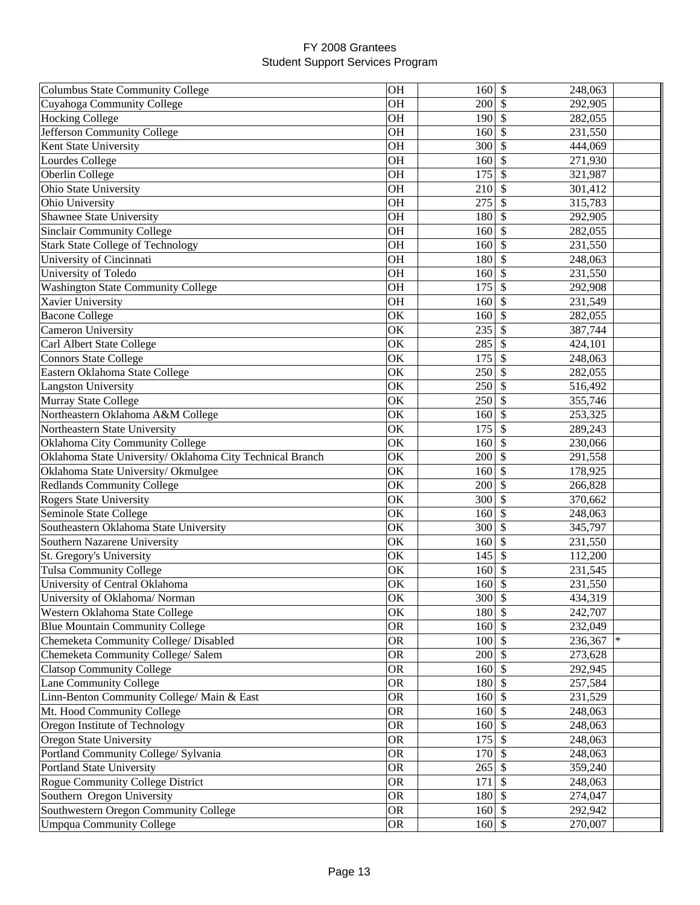# FY 2008 Grantees
## Student Support Services Program

| | | | | |
|---|---|---|---|---|
| Columbus State Community College | OH | 160 | $ 248,063 | |
| Cuyahoga Community College | OH | 200 | $ 292,905 | |
| Hocking College | OH | 190 | $ 282,055 | |
| Jefferson Community College | OH | 160 | $ 231,550 | |
| Kent State University | OH | 300 | $ 444,069 | |
| Lourdes College | OH | 160 | $ 271,930 | |
| Oberlin College | OH | 175 | $ 321,987 | |
| Ohio State University | OH | 210 | $ 301,412 | |
| Ohio University | OH | 275 | $ 315,783 | |
| Shawnee State University | OH | 180 | $ 292,905 | |
| Sinclair Community College | OH | 160 | $ 282,055 | |
| Stark State College of Technology | OH | 160 | $ 231,550 | |
| University of Cincinnati | OH | 180 | $ 248,063 | |
| University of Toledo | OH | 160 | $ 231,550 | |
| Washington State Community College | OH | 175 | $ 292,908 | |
| Xavier University | OH | 160 | $ 231,549 | |
| Bacone College | OK | 160 | $ 282,055 | |
| Cameron University | OK | 235 | $ 387,744 | |
| Carl Albert State College | OK | 285 | $ 424,101 | |
| Connors State College | OK | 175 | $ 248,063 | |
| Eastern Oklahoma State College | OK | 250 | $ 282,055 | |
| Langston University | OK | 250 | $ 516,492 | |
| Murray State College | OK | 250 | $ 355,746 | |
| Northeastern Oklahoma A&M College | OK | 160 | $ 253,325 | |
| Northeastern State University | OK | 175 | $ 289,243 | |
| Oklahoma City Community College | OK | 160 | $ 230,066 | |
| Oklahoma State University/ Oklahoma City Technical Branch | OK | 200 | $ 291,558 | |
| Oklahoma State University/ Okmulgee | OK | 160 | $ 178,925 | |
| Redlands Community College | OK | 200 | $ 266,828 | |
| Rogers State University | OK | 300 | $ 370,662 | |
| Seminole State College | OK | 160 | $ 248,063 | |
| Southeastern Oklahoma State University | OK | 300 | $ 345,797 | |
| Southern Nazarene University | OK | 160 | $ 231,550 | |
| St. Gregory's University | OK | 145 | $ 112,200 | |
| Tulsa Community College | OK | 160 | $ 231,545 | |
| University of Central Oklahoma | OK | 160 | $ 231,550 | |
| University of Oklahoma/ Norman | OK | 300 | $ 434,319 | |
| Western Oklahoma State College | OK | 180 | $ 242,707 | |
| Blue Mountain Community College | OR | 160 | $ 232,049 | |
| Chemeketa Community College/ Disabled | OR | 100 | $ 236,367 | * |
| Chemeketa Community College/ Salem | OR | 200 | $ 273,628 | |
| Clatsop Community College | OR | 160 | $ 292,945 | |
| Lane Community College | OR | 180 | $ 257,584 | |
| Linn-Benton Community College/ Main & East | OR | 160 | $ 231,529 | |
| Mt. Hood Community College | OR | 160 | $ 248,063 | |
| Oregon Institute of Technology | OR | 160 | $ 248,063 | |
| Oregon State University | OR | 175 | $ 248,063 | |
| Portland Community College/ Sylvania | OR | 170 | $ 248,063 | |
| Portland State University | OR | 265 | $ 359,240 | |
| Rogue Community College District | OR | 171 | $ 248,063 | |
| Southern Oregon University | OR | 180 | $ 274,047 | |
| Southwestern Oregon Community College | OR | 160 | $ 292,942 | |
| Umpqua Community College | OR | 160 | $ 270,007 | |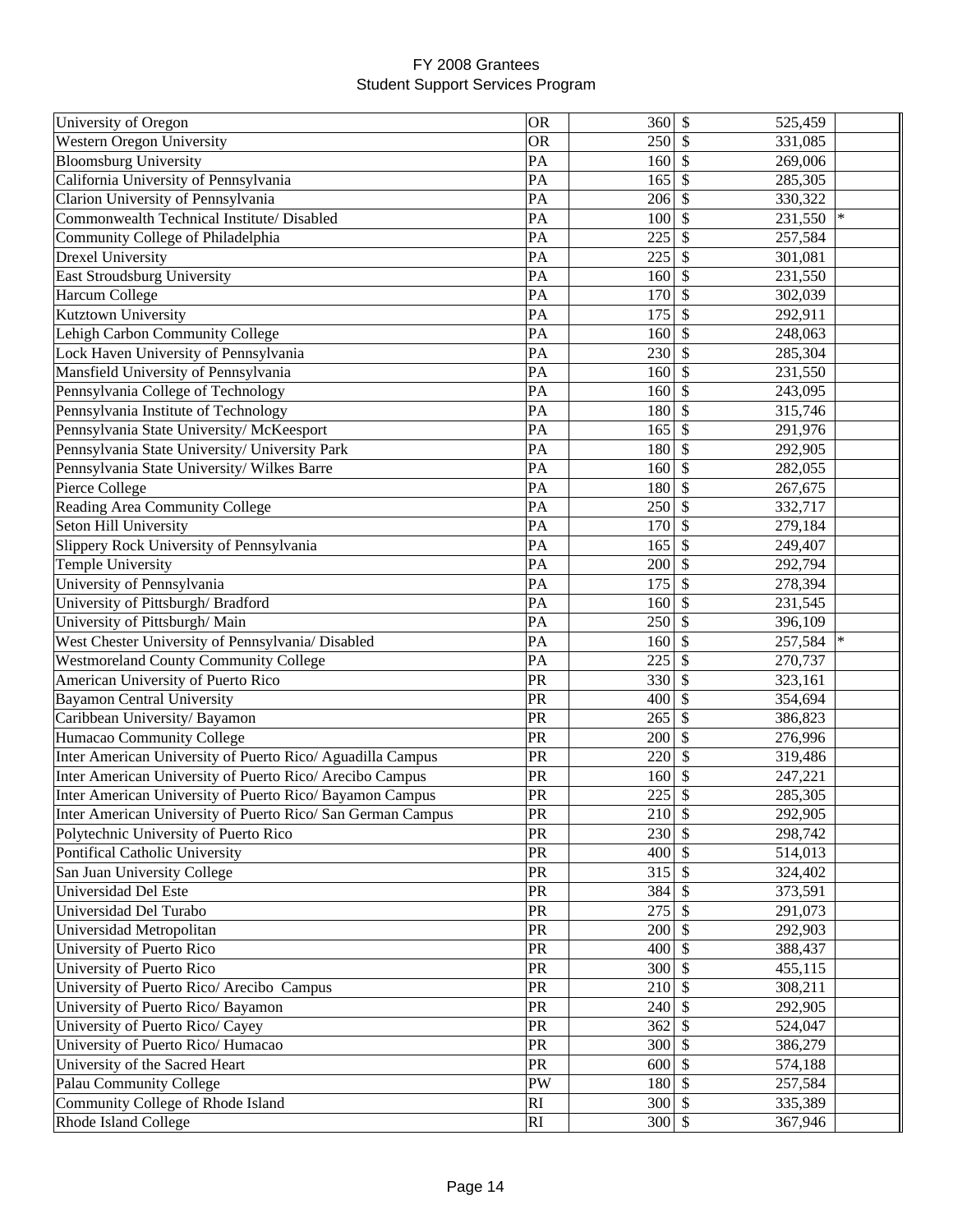FY 2008 Grantees
Student Support Services Program

| | | | | |
|---|---|---|---|---|
| University of Oregon | OR | 360 | $ 525,459 | |
| Western Oregon University | OR | 250 | $ 331,085 | |
| Bloomsburg University | PA | 160 | $ 269,006 | |
| California University of Pennsylvania | PA | 165 | $ 285,305 | |
| Clarion University of Pennsylvania | PA | 206 | $ 330,322 | |
| Commonwealth Technical Institute/ Disabled | PA | 100 | $ 231,550 | * |
| Community College of Philadelphia | PA | 225 | $ 257,584 | |
| Drexel University | PA | 225 | $ 301,081 | |
| East Stroudsburg University | PA | 160 | $ 231,550 | |
| Harcum College | PA | 170 | $ 302,039 | |
| Kutztown University | PA | 175 | $ 292,911 | |
| Lehigh Carbon Community College | PA | 160 | $ 248,063 | |
| Lock Haven University of Pennsylvania | PA | 230 | $ 285,304 | |
| Mansfield University of Pennsylvania | PA | 160 | $ 231,550 | |
| Pennsylvania College of Technology | PA | 160 | $ 243,095 | |
| Pennsylvania Institute of Technology | PA | 180 | $ 315,746 | |
| Pennsylvania State University/ McKeesport | PA | 165 | $ 291,976 | |
| Pennsylvania State University/ University Park | PA | 180 | $ 292,905 | |
| Pennsylvania State University/ Wilkes Barre | PA | 160 | $ 282,055 | |
| Pierce College | PA | 180 | $ 267,675 | |
| Reading Area Community College | PA | 250 | $ 332,717 | |
| Seton Hill University | PA | 170 | $ 279,184 | |
| Slippery Rock University of Pennsylvania | PA | 165 | $ 249,407 | |
| Temple University | PA | 200 | $ 292,794 | |
| University of Pennsylvania | PA | 175 | $ 278,394 | |
| University of Pittsburgh/ Bradford | PA | 160 | $ 231,545 | |
| University of Pittsburgh/ Main | PA | 250 | $ 396,109 | |
| West Chester University of Pennsylvania/ Disabled | PA | 160 | $ 257,584 | * |
| Westmoreland County Community College | PA | 225 | $ 270,737 | |
| American University of Puerto Rico | PR | 330 | $ 323,161 | |
| Bayamon Central University | PR | 400 | $ 354,694 | |
| Caribbean University/ Bayamon | PR | 265 | $ 386,823 | |
| Humacao Community College | PR | 200 | $ 276,996 | |
| Inter American University of Puerto Rico/ Aguadilla Campus | PR | 220 | $ 319,486 | |
| Inter American University of Puerto Rico/ Arecibo Campus | PR | 160 | $ 247,221 | |
| Inter American University of Puerto Rico/ Bayamon Campus | PR | 225 | $ 285,305 | |
| Inter American University of Puerto Rico/ San German Campus | PR | 210 | $ 292,905 | |
| Polytechnic University of Puerto Rico | PR | 230 | $ 298,742 | |
| Pontifical Catholic University | PR | 400 | $ 514,013 | |
| San Juan University College | PR | 315 | $ 324,402 | |
| Universidad Del Este | PR | 384 | $ 373,591 | |
| Universidad Del Turabo | PR | 275 | $ 291,073 | |
| Universidad Metropolitan | PR | 200 | $ 292,903 | |
| University of Puerto Rico | PR | 400 | $ 388,437 | |
| University of Puerto Rico | PR | 300 | $ 455,115 | |
| University of Puerto Rico/ Arecibo Campus | PR | 210 | $ 308,211 | |
| University of Puerto Rico/ Bayamon | PR | 240 | $ 292,905 | |
| University of Puerto Rico/ Cayey | PR | 362 | $ 524,047 | |
| University of Puerto Rico/ Humacao | PR | 300 | $ 386,279 | |
| University of the Sacred Heart | PR | 600 | $ 574,188 | |
| Palau Community College | PW | 180 | $ 257,584 | |
| Community College of Rhode Island | RI | 300 | $ 335,389 | |
| Rhode Island College | RI | 300 | $ 367,946 | |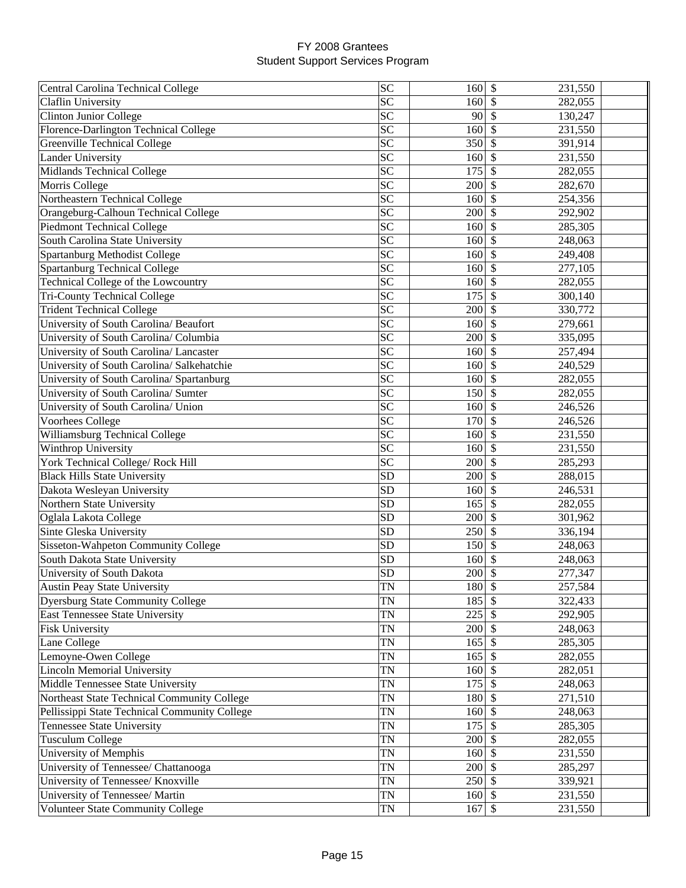# FY 2008 Grantees
## Student Support Services Program

| | | | | |
|---|---|---|---|---|
| Central Carolina Technical College | SC | 160 | $ | 231,550 |
| Claflin University | SC | 160 | $ | 282,055 |
| Clinton Junior College | SC | 90 | $ | 130,247 |
| Florence-Darlington Technical College | SC | 160 | $ | 231,550 |
| Greenville Technical College | SC | 350 | $ | 391,914 |
| Lander University | SC | 160 | $ | 231,550 |
| Midlands Technical College | SC | 175 | $ | 282,055 |
| Morris College | SC | 200 | $ | 282,670 |
| Northeastern Technical College | SC | 160 | $ | 254,356 |
| Orangeburg-Calhoun Technical College | SC | 200 | $ | 292,902 |
| Piedmont Technical College | SC | 160 | $ | 285,305 |
| South Carolina State University | SC | 160 | $ | 248,063 |
| Spartanburg Methodist College | SC | 160 | $ | 249,408 |
| Spartanburg Technical College | SC | 160 | $ | 277,105 |
| Technical College of the Lowcountry | SC | 160 | $ | 282,055 |
| Tri-County Technical College | SC | 175 | $ | 300,140 |
| Trident Technical College | SC | 200 | $ | 330,772 |
| University of South Carolina/ Beaufort | SC | 160 | $ | 279,661 |
| University of South Carolina/ Columbia | SC | 200 | $ | 335,095 |
| University of South Carolina/ Lancaster | SC | 160 | $ | 257,494 |
| University of South Carolina/ Salkehatchie | SC | 160 | $ | 240,529 |
| University of South Carolina/ Spartanburg | SC | 160 | $ | 282,055 |
| University of South Carolina/ Sumter | SC | 150 | $ | 282,055 |
| University of South Carolina/ Union | SC | 160 | $ | 246,526 |
| Voorhees College | SC | 170 | $ | 246,526 |
| Williamsburg Technical College | SC | 160 | $ | 231,550 |
| Winthrop University | SC | 160 | $ | 231,550 |
| York Technical College/ Rock Hill | SC | 200 | $ | 285,293 |
| Black Hills State University | SD | 200 | $ | 288,015 |
| Dakota Wesleyan University | SD | 160 | $ | 246,531 |
| Northern State University | SD | 165 | $ | 282,055 |
| Oglala Lakota College | SD | 200 | $ | 301,962 |
| Sinte Gleska University | SD | 250 | $ | 336,194 |
| Sisseton-Wahpeton Community College | SD | 150 | $ | 248,063 |
| South Dakota State University | SD | 160 | $ | 248,063 |
| University of South Dakota | SD | 200 | $ | 277,347 |
| Austin Peay State University | TN | 180 | $ | 257,584 |
| Dyersburg State Community College | TN | 185 | $ | 322,433 |
| East Tennessee State University | TN | 225 | $ | 292,905 |
| Fisk University | TN | 200 | $ | 248,063 |
| Lane College | TN | 165 | $ | 285,305 |
| Lemoyne-Owen College | TN | 165 | $ | 282,055 |
| Lincoln Memorial University | TN | 160 | $ | 282,051 |
| Middle Tennessee State University | TN | 175 | $ | 248,063 |
| Northeast State Technical Community College | TN | 180 | $ | 271,510 |
| Pellissippi State Technical Community College | TN | 160 | $ | 248,063 |
| Tennessee State University | TN | 175 | $ | 285,305 |
| Tusculum College | TN | 200 | $ | 282,055 |
| University of Memphis | TN | 160 | $ | 231,550 |
| University of Tennessee/ Chattanooga | TN | 200 | $ | 285,297 |
| University of Tennessee/ Knoxville | TN | 250 | $ | 339,921 |
| University of Tennessee/ Martin | TN | 160 | $ | 231,550 |
| Volunteer State Community College | TN | 167 | $ | 231,550 |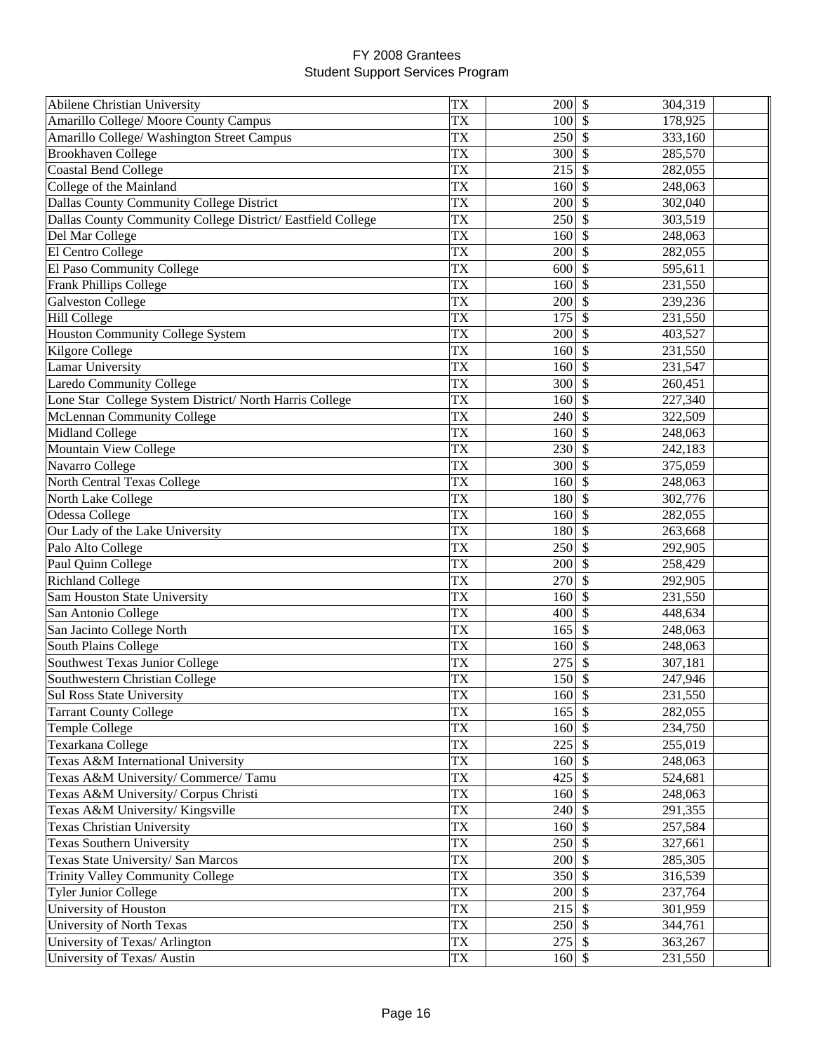FY 2008 Grantees
Student Support Services Program

| | | | | |
|---|---|---|---|---|
| Abilene Christian University | TX | 200 | $ | 304,319 |
| Amarillo College/ Moore County Campus | TX | 100 | $ | 178,925 |
| Amarillo College/ Washington Street Campus | TX | 250 | $ | 333,160 |
| Brookhaven College | TX | 300 | $ | 285,570 |
| Coastal Bend College | TX | 215 | $ | 282,055 |
| College of the Mainland | TX | 160 | $ | 248,063 |
| Dallas County Community College District | TX | 200 | $ | 302,040 |
| Dallas County Community College District/ Eastfield College | TX | 250 | $ | 303,519 |
| Del Mar College | TX | 160 | $ | 248,063 |
| El Centro College | TX | 200 | $ | 282,055 |
| El Paso Community College | TX | 600 | $ | 595,611 |
| Frank Phillips College | TX | 160 | $ | 231,550 |
| Galveston College | TX | 200 | $ | 239,236 |
| Hill College | TX | 175 | $ | 231,550 |
| Houston Community College System | TX | 200 | $ | 403,527 |
| Kilgore College | TX | 160 | $ | 231,550 |
| Lamar University | TX | 160 | $ | 231,547 |
| Laredo Community College | TX | 300 | $ | 260,451 |
| Lone Star  College System District/ North Harris College | TX | 160 | $ | 227,340 |
| McLennan Community College | TX | 240 | $ | 322,509 |
| Midland College | TX | 160 | $ | 248,063 |
| Mountain View College | TX | 230 | $ | 242,183 |
| Navarro College | TX | 300 | $ | 375,059 |
| North Central Texas College | TX | 160 | $ | 248,063 |
| North Lake College | TX | 180 | $ | 302,776 |
| Odessa College | TX | 160 | $ | 282,055 |
| Our Lady of the Lake University | TX | 180 | $ | 263,668 |
| Palo Alto College | TX | 250 | $ | 292,905 |
| Paul Quinn College | TX | 200 | $ | 258,429 |
| Richland College | TX | 270 | $ | 292,905 |
| Sam Houston State University | TX | 160 | $ | 231,550 |
| San Antonio College | TX | 400 | $ | 448,634 |
| San Jacinto College North | TX | 165 | $ | 248,063 |
| South Plains College | TX | 160 | $ | 248,063 |
| Southwest Texas Junior College | TX | 275 | $ | 307,181 |
| Southwestern Christian College | TX | 150 | $ | 247,946 |
| Sul Ross State University | TX | 160 | $ | 231,550 |
| Tarrant County College | TX | 165 | $ | 282,055 |
| Temple College | TX | 160 | $ | 234,750 |
| Texarkana College | TX | 225 | $ | 255,019 |
| Texas A&M International University | TX | 160 | $ | 248,063 |
| Texas A&M University/ Commerce/ Tamu | TX | 425 | $ | 524,681 |
| Texas A&M University/ Corpus Christi | TX | 160 | $ | 248,063 |
| Texas A&M University/ Kingsville | TX | 240 | $ | 291,355 |
| Texas Christian University | TX | 160 | $ | 257,584 |
| Texas Southern University | TX | 250 | $ | 327,661 |
| Texas State University/ San Marcos | TX | 200 | $ | 285,305 |
| Trinity Valley Community College | TX | 350 | $ | 316,539 |
| Tyler Junior College | TX | 200 | $ | 237,764 |
| University of Houston | TX | 215 | $ | 301,959 |
| University of North Texas | TX | 250 | $ | 344,761 |
| University of Texas/ Arlington | TX | 275 | $ | 363,267 |
| University of Texas/ Austin | TX | 160 | $ | 231,550 |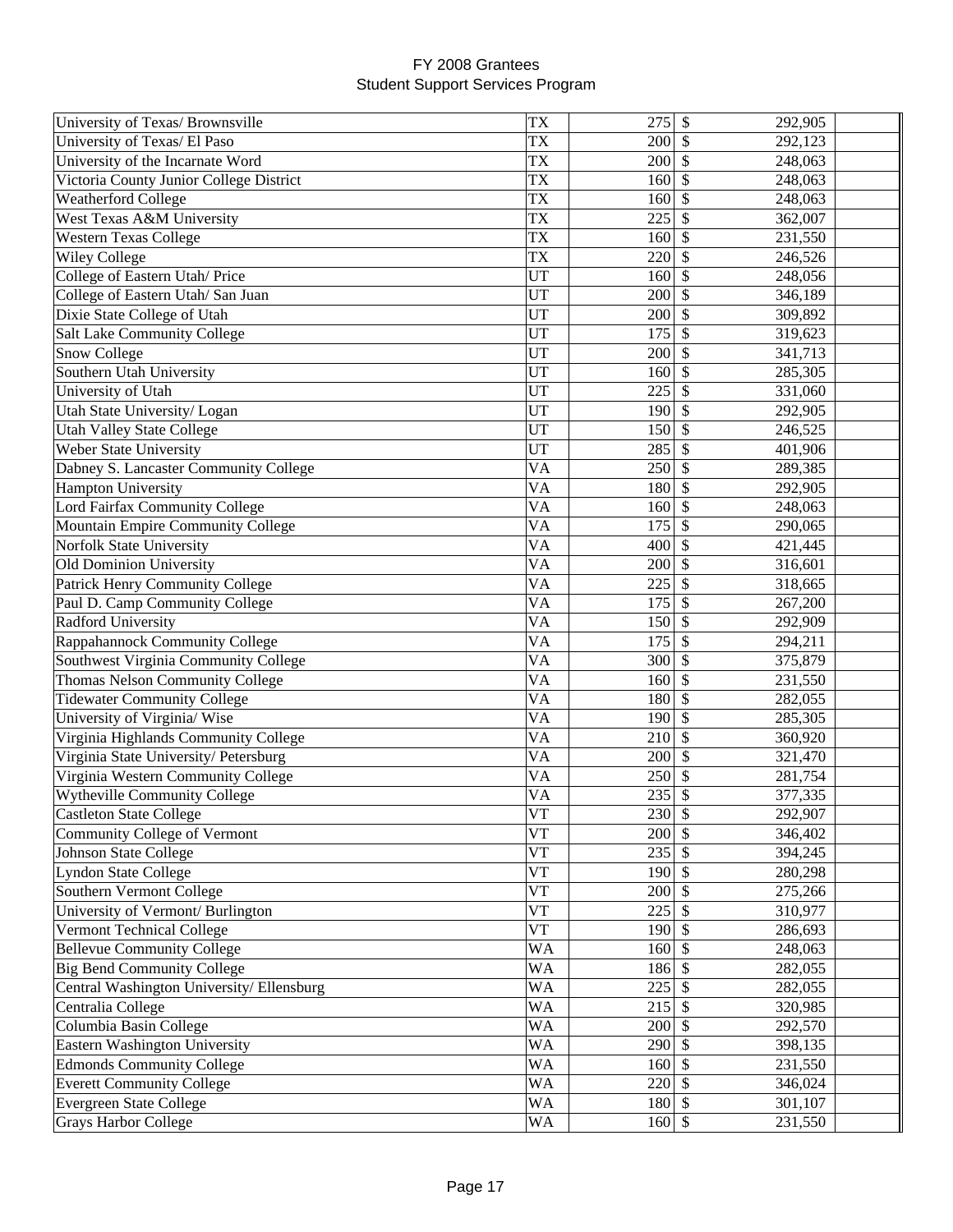# FY 2008 Grantees
## Student Support Services Program

| | | | | |
|---|---|---|---|---|
| University of Texas/ Brownsville | TX | 275 | $ | 292,905 |
| University of Texas/ El Paso | TX | 200 | $ | 292,123 |
| University of the Incarnate Word | TX | 200 | $ | 248,063 |
| Victoria County Junior College District | TX | 160 | $ | 248,063 |
| Weatherford College | TX | 160 | $ | 248,063 |
| West Texas A&M University | TX | 225 | $ | 362,007 |
| Western Texas College | TX | 160 | $ | 231,550 |
| Wiley College | TX | 220 | $ | 246,526 |
| College of Eastern Utah/ Price | UT | 160 | $ | 248,056 |
| College of Eastern Utah/ San Juan | UT | 200 | $ | 346,189 |
| Dixie State College of Utah | UT | 200 | $ | 309,892 |
| Salt Lake Community College | UT | 175 | $ | 319,623 |
| Snow College | UT | 200 | $ | 341,713 |
| Southern Utah University | UT | 160 | $ | 285,305 |
| University of Utah | UT | 225 | $ | 331,060 |
| Utah State University/ Logan | UT | 190 | $ | 292,905 |
| Utah Valley State College | UT | 150 | $ | 246,525 |
| Weber State University | UT | 285 | $ | 401,906 |
| Dabney S. Lancaster Community College | VA | 250 | $ | 289,385 |
| Hampton University | VA | 180 | $ | 292,905 |
| Lord Fairfax Community College | VA | 160 | $ | 248,063 |
| Mountain Empire Community College | VA | 175 | $ | 290,065 |
| Norfolk State University | VA | 400 | $ | 421,445 |
| Old Dominion University | VA | 200 | $ | 316,601 |
| Patrick Henry Community College | VA | 225 | $ | 318,665 |
| Paul D. Camp Community College | VA | 175 | $ | 267,200 |
| Radford University | VA | 150 | $ | 292,909 |
| Rappahannock Community College | VA | 175 | $ | 294,211 |
| Southwest Virginia Community College | VA | 300 | $ | 375,879 |
| Thomas Nelson Community College | VA | 160 | $ | 231,550 |
| Tidewater Community College | VA | 180 | $ | 282,055 |
| University of Virginia/ Wise | VA | 190 | $ | 285,305 |
| Virginia Highlands Community College | VA | 210 | $ | 360,920 |
| Virginia State University/ Petersburg | VA | 200 | $ | 321,470 |
| Virginia Western Community College | VA | 250 | $ | 281,754 |
| Wytheville Community College | VA | 235 | $ | 377,335 |
| Castleton State College | VT | 230 | $ | 292,907 |
| Community College of Vermont | VT | 200 | $ | 346,402 |
| Johnson State College | VT | 235 | $ | 394,245 |
| Lyndon State College | VT | 190 | $ | 280,298 |
| Southern Vermont College | VT | 200 | $ | 275,266 |
| University of Vermont/ Burlington | VT | 225 | $ | 310,977 |
| Vermont Technical College | VT | 190 | $ | 286,693 |
| Bellevue Community College | WA | 160 | $ | 248,063 |
| Big Bend Community College | WA | 186 | $ | 282,055 |
| Central Washington University/ Ellensburg | WA | 225 | $ | 282,055 |
| Centralia College | WA | 215 | $ | 320,985 |
| Columbia Basin College | WA | 200 | $ | 292,570 |
| Eastern Washington University | WA | 290 | $ | 398,135 |
| Edmonds Community College | WA | 160 | $ | 231,550 |
| Everett Community College | WA | 220 | $ | 346,024 |
| Evergreen State College | WA | 180 | $ | 301,107 |
| Grays Harbor College | WA | 160 | $ | 231,550 |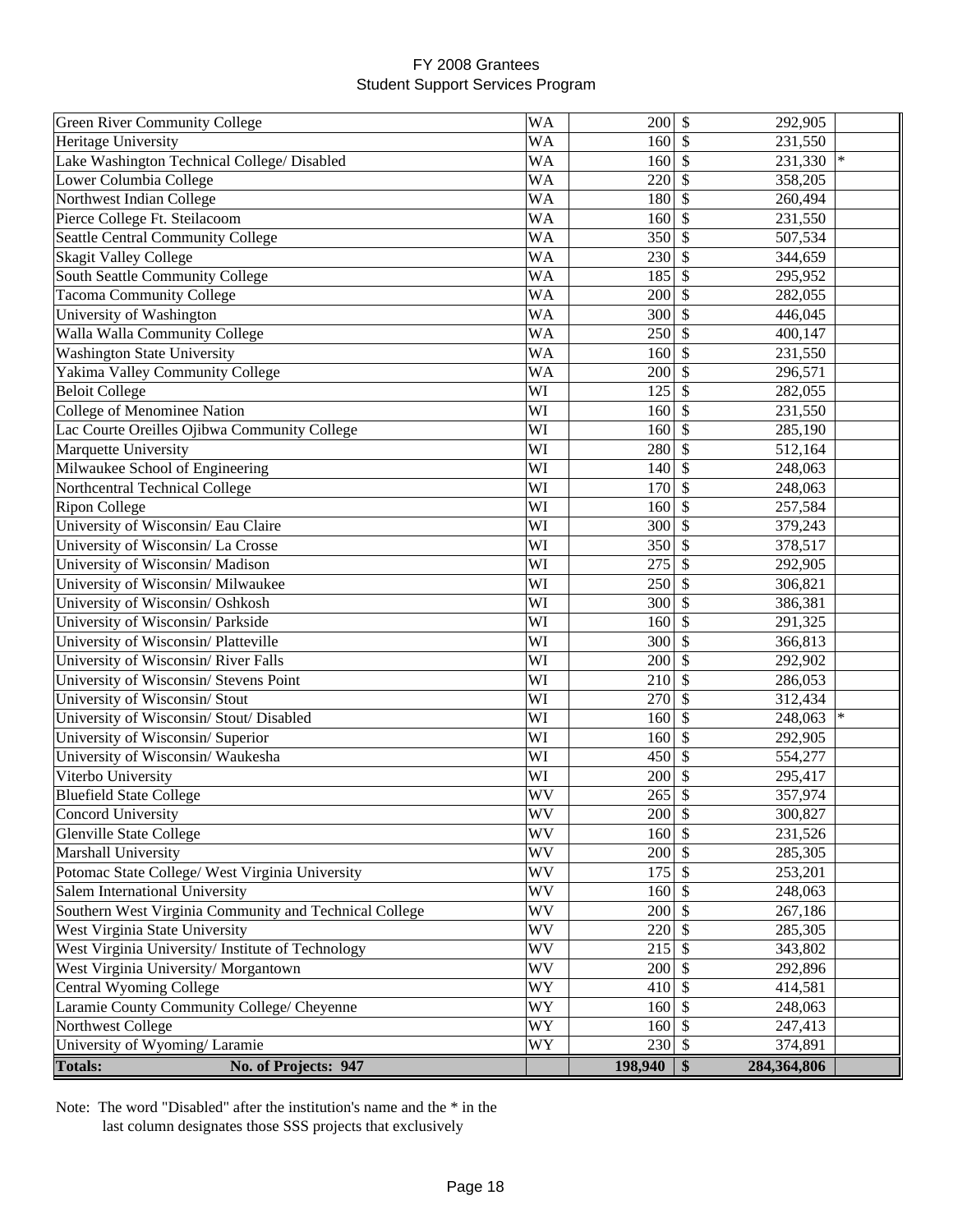FY 2008 Grantees
Student Support Services Program

| Institution | State | Students | Amount | |
|---|---|---|---|---|
| Green River Community College | WA | 200 | $ 292,905 | |
| Heritage University | WA | 160 | $ 231,550 | |
| Lake Washington Technical College/ Disabled | WA | 160 | $ 231,330 | * |
| Lower Columbia College | WA | 220 | $ 358,205 | |
| Northwest Indian College | WA | 180 | $ 260,494 | |
| Pierce College Ft. Steilacoom | WA | 160 | $ 231,550 | |
| Seattle Central Community College | WA | 350 | $ 507,534 | |
| Skagit Valley College | WA | 230 | $ 344,659 | |
| South Seattle Community College | WA | 185 | $ 295,952 | |
| Tacoma Community College | WA | 200 | $ 282,055 | |
| University of Washington | WA | 300 | $ 446,045 | |
| Walla Walla Community College | WA | 250 | $ 400,147 | |
| Washington State University | WA | 160 | $ 231,550 | |
| Yakima Valley Community College | WA | 200 | $ 296,571 | |
| Beloit College | WI | 125 | $ 282,055 | |
| College of Menominee Nation | WI | 160 | $ 231,550 | |
| Lac Courte Oreilles Ojibwa Community College | WI | 160 | $ 285,190 | |
| Marquette University | WI | 280 | $ 512,164 | |
| Milwaukee School of Engineering | WI | 140 | $ 248,063 | |
| Northcentral Technical College | WI | 170 | $ 248,063 | |
| Ripon College | WI | 160 | $ 257,584 | |
| University of Wisconsin/ Eau Claire | WI | 300 | $ 379,243 | |
| University of Wisconsin/ La Crosse | WI | 350 | $ 378,517 | |
| University of Wisconsin/ Madison | WI | 275 | $ 292,905 | |
| University of Wisconsin/ Milwaukee | WI | 250 | $ 306,821 | |
| University of Wisconsin/ Oshkosh | WI | 300 | $ 386,381 | |
| University of Wisconsin/ Parkside | WI | 160 | $ 291,325 | |
| University of Wisconsin/ Platteville | WI | 300 | $ 366,813 | |
| University of Wisconsin/ River Falls | WI | 200 | $ 292,902 | |
| University of Wisconsin/ Stevens Point | WI | 210 | $ 286,053 | |
| University of Wisconsin/ Stout | WI | 270 | $ 312,434 | |
| University of Wisconsin/ Stout/ Disabled | WI | 160 | $ 248,063 | * |
| University of Wisconsin/ Superior | WI | 160 | $ 292,905 | |
| University of Wisconsin/ Waukesha | WI | 450 | $ 554,277 | |
| Viterbo University | WI | 200 | $ 295,417 | |
| Bluefield State College | WV | 265 | $ 357,974 | |
| Concord University | WV | 200 | $ 300,827 | |
| Glenville State College | WV | 160 | $ 231,526 | |
| Marshall University | WV | 200 | $ 285,305 | |
| Potomac State College/ West Virginia University | WV | 175 | $ 253,201 | |
| Salem International University | WV | 160 | $ 248,063 | |
| Southern West Virginia Community and Technical College | WV | 200 | $ 267,186 | |
| West Virginia State University | WV | 220 | $ 285,305 | |
| West Virginia University/ Institute of Technology | WV | 215 | $ 343,802 | |
| West Virginia University/ Morgantown | WV | 200 | $ 292,896 | |
| Central Wyoming College | WY | 410 | $ 414,581 | |
| Laramie County Community College/ Cheyenne | WY | 160 | $ 248,063 | |
| Northwest College | WY | 160 | $ 247,413 | |
| University of Wyoming/ Laramie | WY | 230 | $ 374,891 | |
| **Totals: No. of Projects: 947** | | **198,940** | **$ 284,364,806** | |

Note: The word "Disabled" after the institution's name and the * in the last column designates those SSS projects that exclusively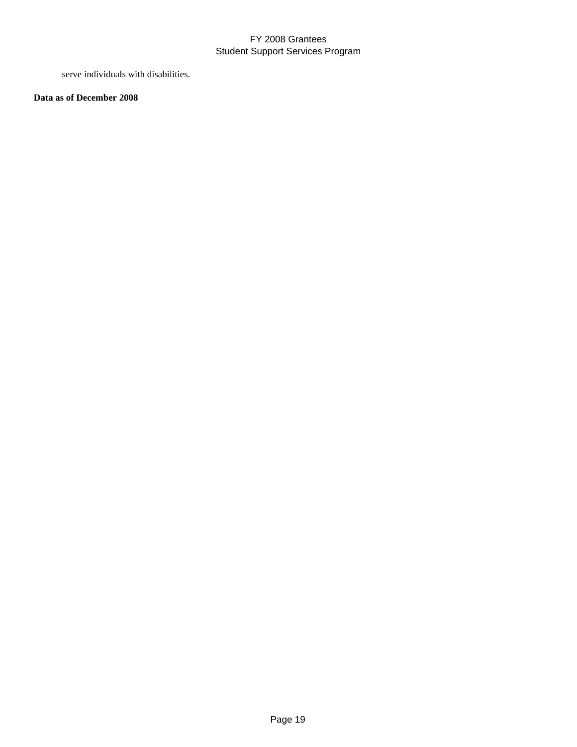serve individuals with disabilities.

**Data as of December 2008**